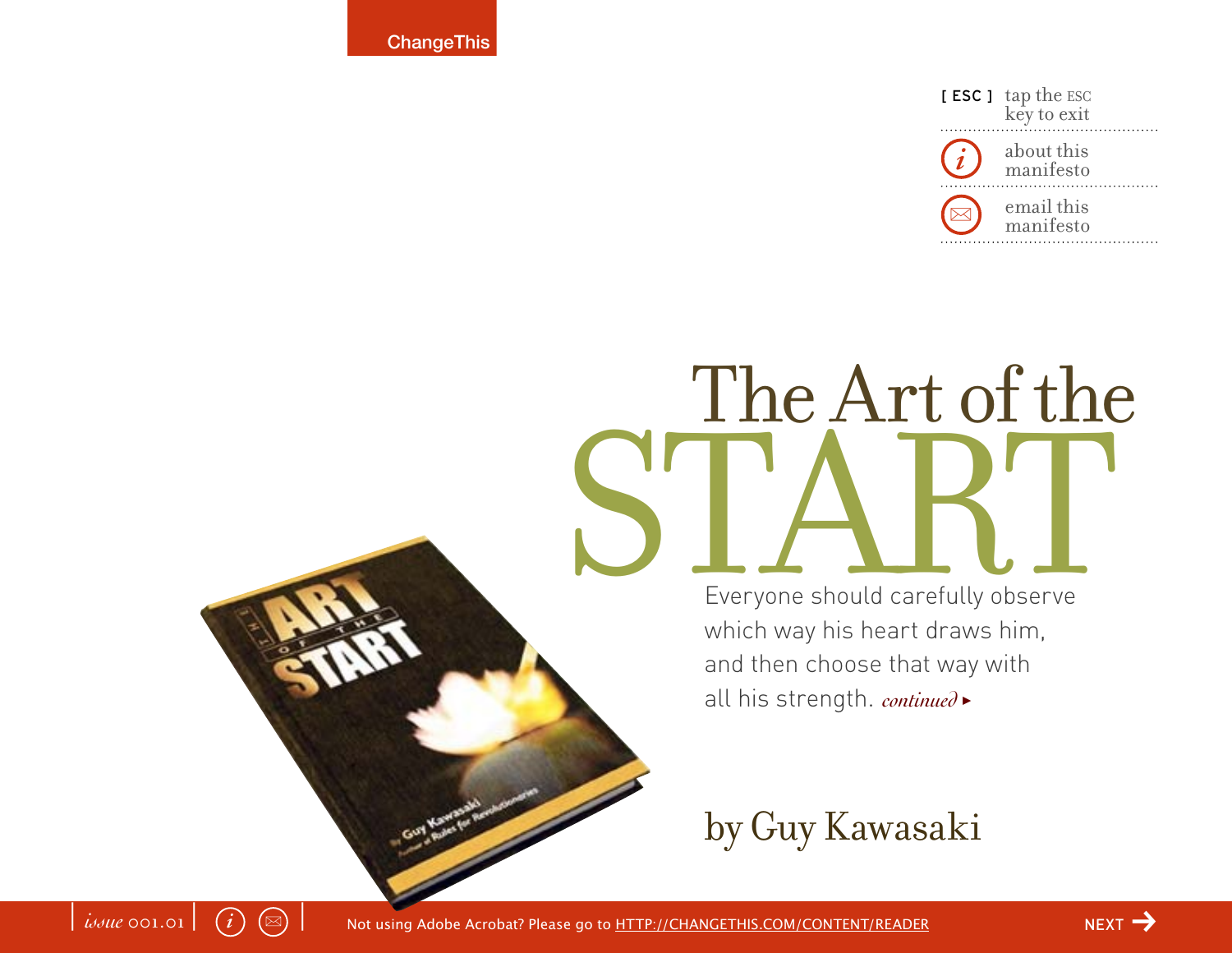# The Art of the START

Everyone should carefully observe which way his heart draws him, and then choose that way with all his strength. *continued* ▸

by Guy Kawasaki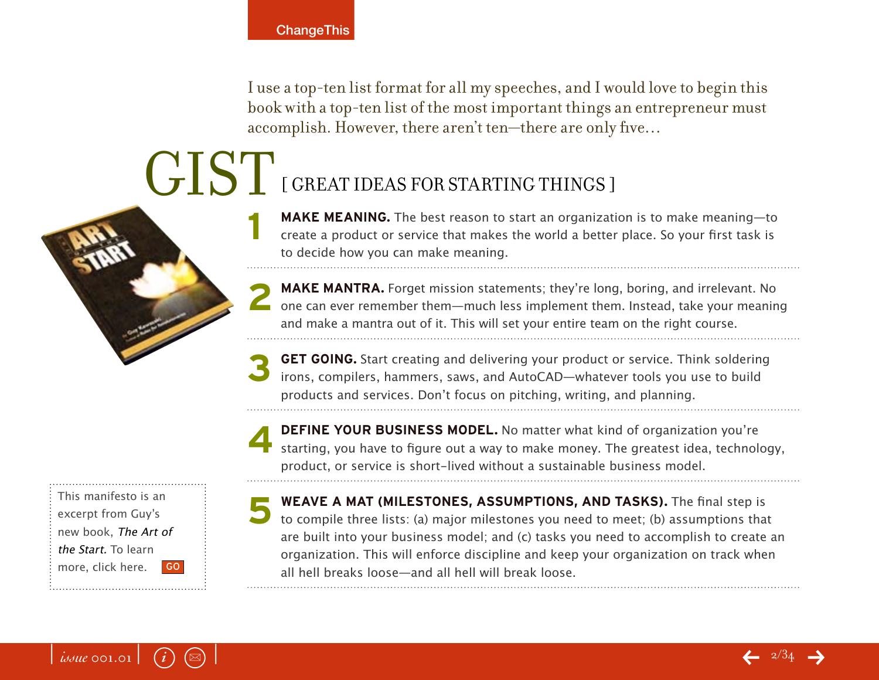I use a top-ten list format for all my speeches, and I would love to begin this book with a top-ten list of the most important things an entrepreneur must accomplish. However, there aren't ten—there are only five...

# GIST [ GREAT IDEAS FOR STARTING THINGS ]

1. **MAKE MEANING.** The best reason to start an organization is to make meaning—to create a product or service that makes the world a better place. So your first task is to decide how you can make meaning.

2. **MAKE MANTRA.** Forget mission statements; they're long, boring, and irrelevant. No one can ever remember them—much less implement them. Instead, take your meaning and make a mantra out of it. This will set your entire team on the right course.

3. **GET GOING.** Start creating and delivering your product or service. Think soldering irons, compilers, hammers, saws, and AutoCAD—whatever tools you use to build products and services. Don't focus on pitching, writing, and planning.

4. **DEFINE YOUR BUSINESS MODEL.** No matter what kind of organization you're starting, you have to figure out a way to make money. The greatest idea, technology, product, or service is short-lived without a sustainable business model.

5. **WEAVE A MAT (MILESTONES, ASSUMPTIONS, AND TASKS).** The final step is to compile three lists: (a) major milestones you need to meet; (b) assumptions that are built into your business model; and (c) tasks you need to accomplish to create an organization. This will enforce discipline and keep your organization on track when all hell breaks loose—and all hell will break loose.

This manifesto is an excerpt from Guy's new book, *The Art of the Start.* To learn more, click here. GO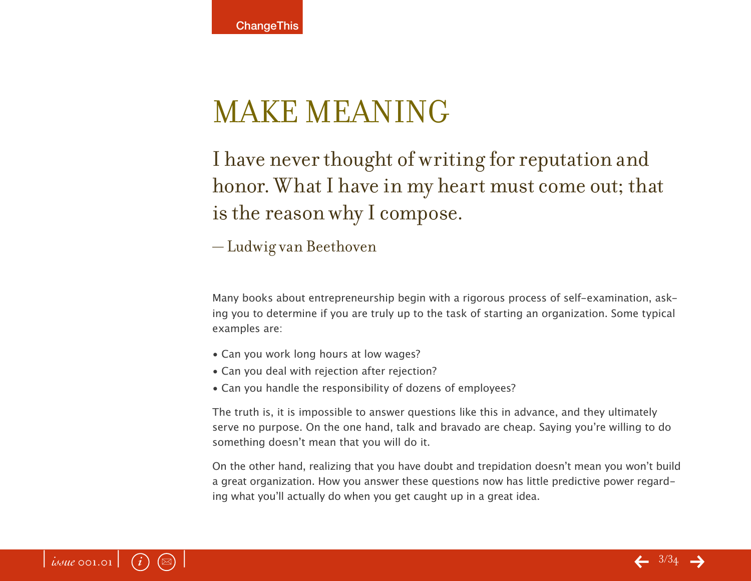# MAKE MEANING

> I have never thought of writing for reputation and honor. What I have in my heart must come out; that is the reason why I compose.
>
> — Ludwig van Beethoven

Many books about entrepreneurship begin with a rigorous process of self-examination, asking you to determine if you are truly up to the task of starting an organization. Some typical examples are:

- Can you work long hours at low wages?
- Can you deal with rejection after rejection?
- Can you handle the responsibility of dozens of employees?

The truth is, it is impossible to answer questions like this in advance, and they ultimately serve no purpose. On the one hand, talk and bravado are cheap. Saying you're willing to do something doesn't mean that you will do it.

On the other hand, realizing that you have doubt and trepidation doesn't mean you won't build a great organization. How you answer these questions now has little predictive power regarding what you'll actually do when you get caught up in a great idea.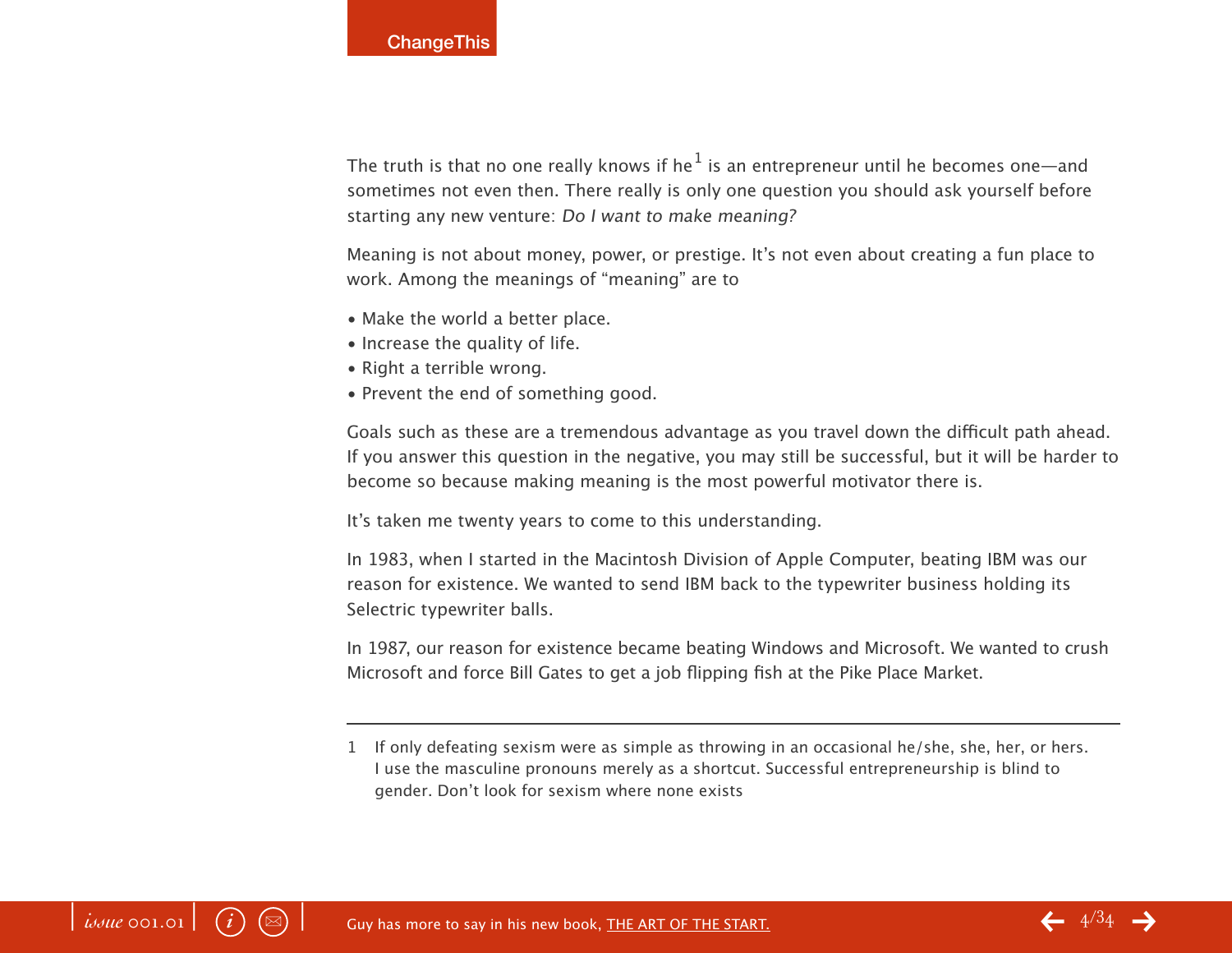The truth is that no one really knows if he[1] is an entrepreneur until he becomes one—and sometimes not even then. There really is only one question you should ask yourself before starting any new venture: *Do I want to make meaning?*

Meaning is not about money, power, or prestige. It's not even about creating a fun place to work. Among the meanings of "meaning" are to

- Make the world a better place.
- Increase the quality of life.
- Right a terrible wrong.
- Prevent the end of something good.

Goals such as these are a tremendous advantage as you travel down the difficult path ahead. If you answer this question in the negative, you may still be successful, but it will be harder to become so because making meaning is the most powerful motivator there is.

It's taken me twenty years to come to this understanding.

In 1983, when I started in the Macintosh Division of Apple Computer, beating IBM was our reason for existence. We wanted to send IBM back to the typewriter business holding its Selectric typewriter balls.

In 1987, our reason for existence became beating Windows and Microsoft. We wanted to crush Microsoft and force Bill Gates to get a job flipping fish at the Pike Place Market.

---

1 If only defeating sexism were as simple as throwing in an occasional he/she, she, her, or hers. I use the masculine pronouns merely as a shortcut. Successful entrepreneurship is blind to gender. Don't look for sexism where none exists

Guy has more to say in his new book, THE ART OF THE START.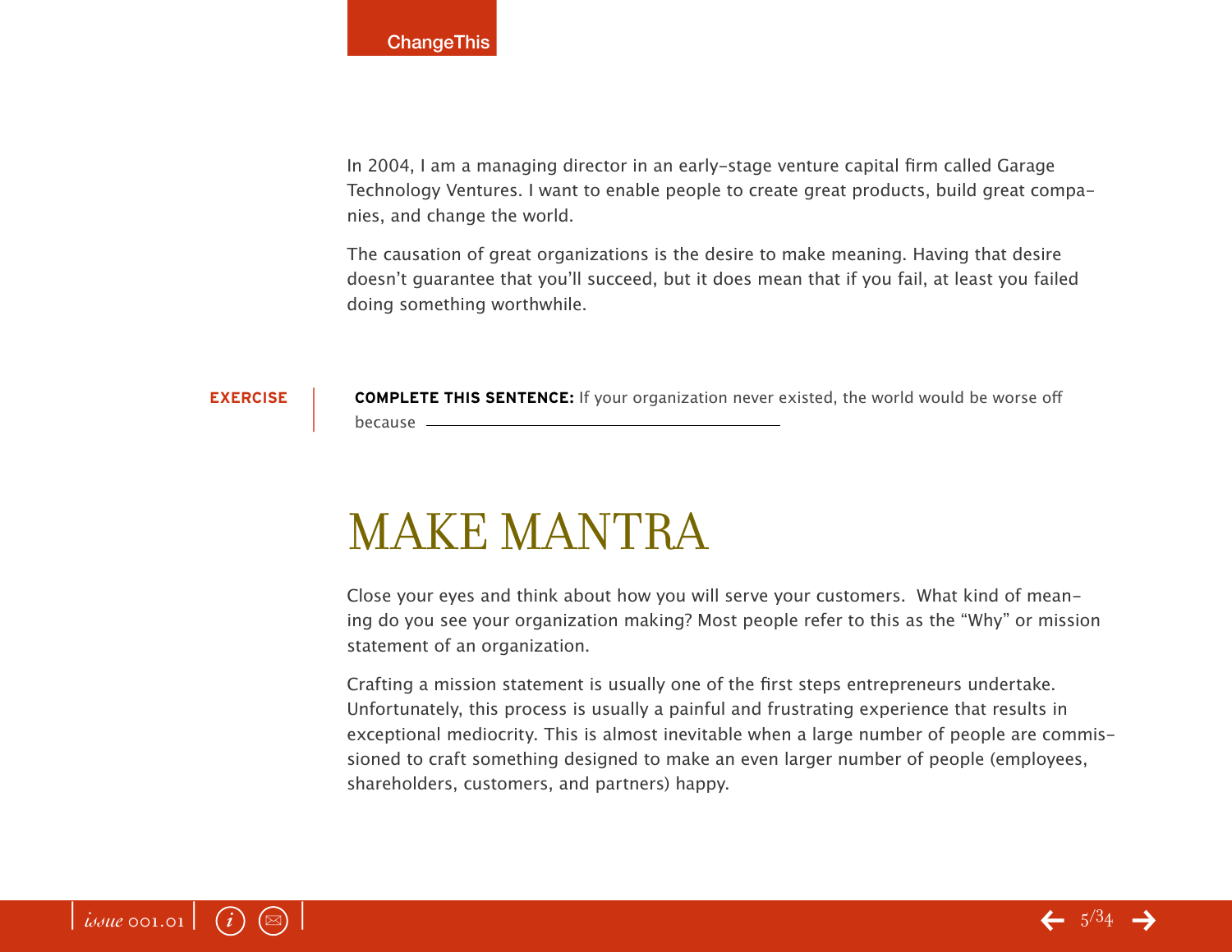In 2004, I am a managing director in an early-stage venture capital firm called Garage Technology Ventures. I want to enable people to create great products, build great companies, and change the world.

The causation of great organizations is the desire to make meaning. Having that desire doesn't guarantee that you'll succeed, but it does mean that if you fail, at least you failed doing something worthwhile.

**EXERCISE**

**COMPLETE THIS SENTENCE:** If your organization never existed, the world would be worse off because \_\_\_\_\_\_\_\_\_\_\_\_\_\_\_\_\_\_\_\_\_\_\_\_\_\_\_\_\_\_\_\_

# MAKE MANTRA

Close your eyes and think about how you will serve your customers. What kind of meaning do you see your organization making? Most people refer to this as the "Why" or mission statement of an organization.

Crafting a mission statement is usually one of the first steps entrepreneurs undertake. Unfortunately, this process is usually a painful and frustrating experience that results in exceptional mediocrity. This is almost inevitable when a large number of people are commissioned to craft something designed to make an even larger number of people (employees, shareholders, customers, and partners) happy.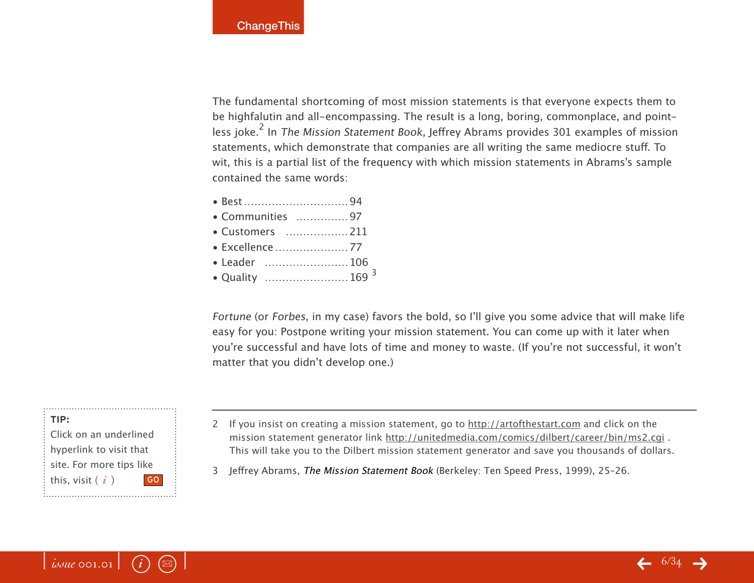The fundamental shortcoming of most mission statements is that everyone expects them to be highfalutin and all-encompassing. The result is a long, boring, commonplace, and pointless joke.[2] In *The Mission Statement Book*, Jeffrey Abrams provides 301 examples of mission statements, which demonstrate that companies are all writing the same mediocre stuff. To wit, this is a partial list of the frequency with which mission statements in Abrams's sample contained the same words:

- Best .............................. 94
- Communities ............... 97
- Customers .................. 211
- Excellence ..................... 77
- Leader ........................ 106
- Quality ........................ 169 [3]

*Fortune* (or *Forbes*, in my case) favors the bold, so I'll give you some advice that will make life easy for you: Postpone writing your mission statement. You can come up with it later when you're successful and have lots of time and money to waste. (If you're not successful, it won't matter that you didn't develop one.)

**TIP:**
Click on an underlined hyperlink to visit that site. For more tips like this, visit ( *i* ) GO

---

2 If you insist on creating a mission statement, go to http://artofthestart.com and click on the mission statement generator link http://unitedmedia.com/comics/dilbert/career/bin/ms2.cgi . This will take you to the Dilbert mission statement generator and save you thousands of dollars.

3 Jeffrey Abrams, *The Mission Statement Book* (Berkeley: Ten Speed Press, 1999), 25–26.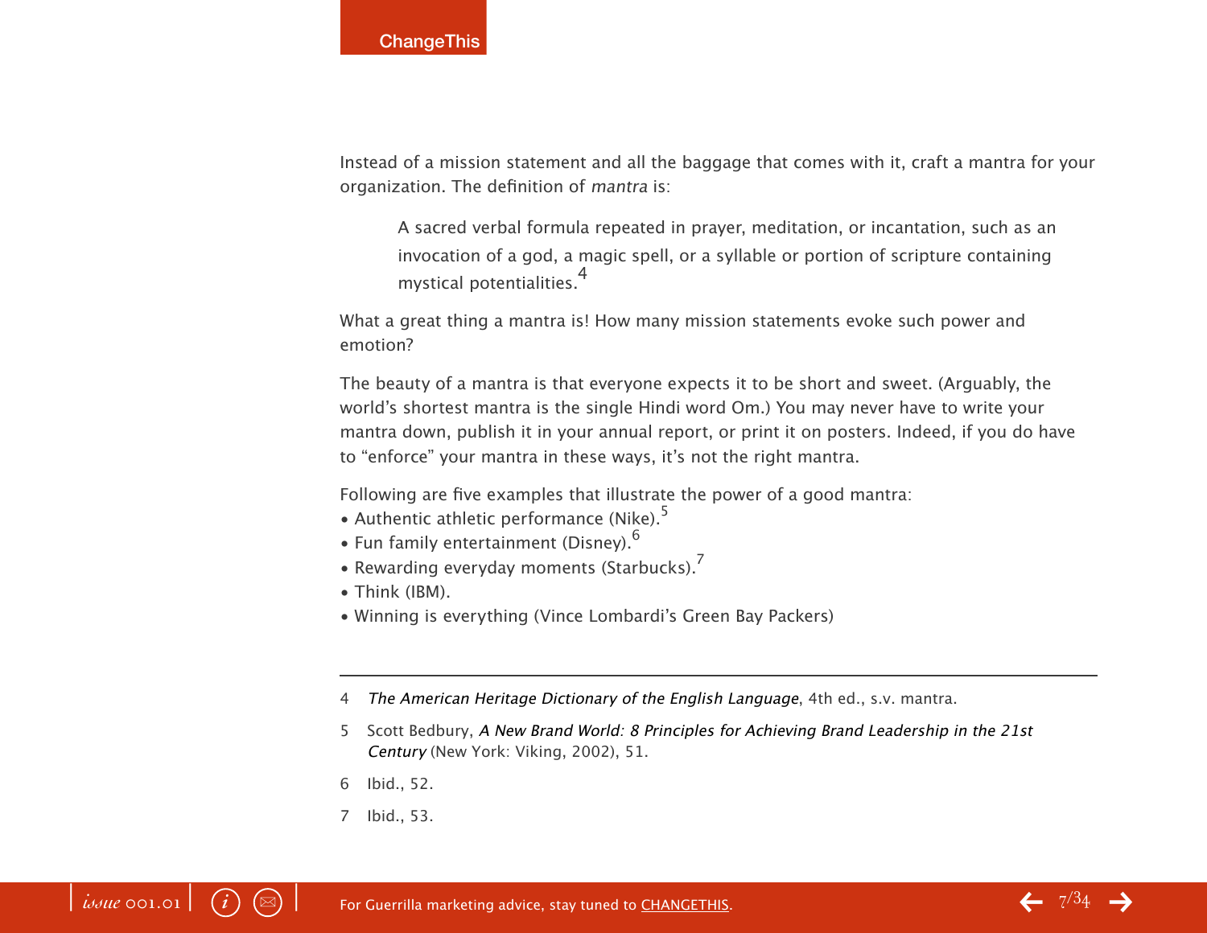Instead of a mission statement and all the baggage that comes with it, craft a mantra for your organization. The definition of *mantra* is:

> A sacred verbal formula repeated in prayer, meditation, or incantation, such as an invocation of a god, a magic spell, or a syllable or portion of scripture containing mystical potentialities.[4]

What a great thing a mantra is! How many mission statements evoke such power and emotion?

The beauty of a mantra is that everyone expects it to be short and sweet. (Arguably, the world's shortest mantra is the single Hindi word Om.) You may never have to write your mantra down, publish it in your annual report, or print it on posters. Indeed, if you do have to "enforce" your mantra in these ways, it's not the right mantra.

Following are five examples that illustrate the power of a good mantra:

- Authentic athletic performance (Nike).[5]
- Fun family entertainment (Disney).[6]
- Rewarding everyday moments (Starbucks).[7]
- Think (IBM).
- Winning is everything (Vince Lombardi's Green Bay Packers)

---

4 *The American Heritage Dictionary of the English Language*, 4th ed., s.v. mantra.

5 Scott Bedbury, *A New Brand World: 8 Principles for Achieving Brand Leadership in the 21st Century* (New York: Viking, 2002), 51.

6 Ibid., 52.

7 Ibid., 53.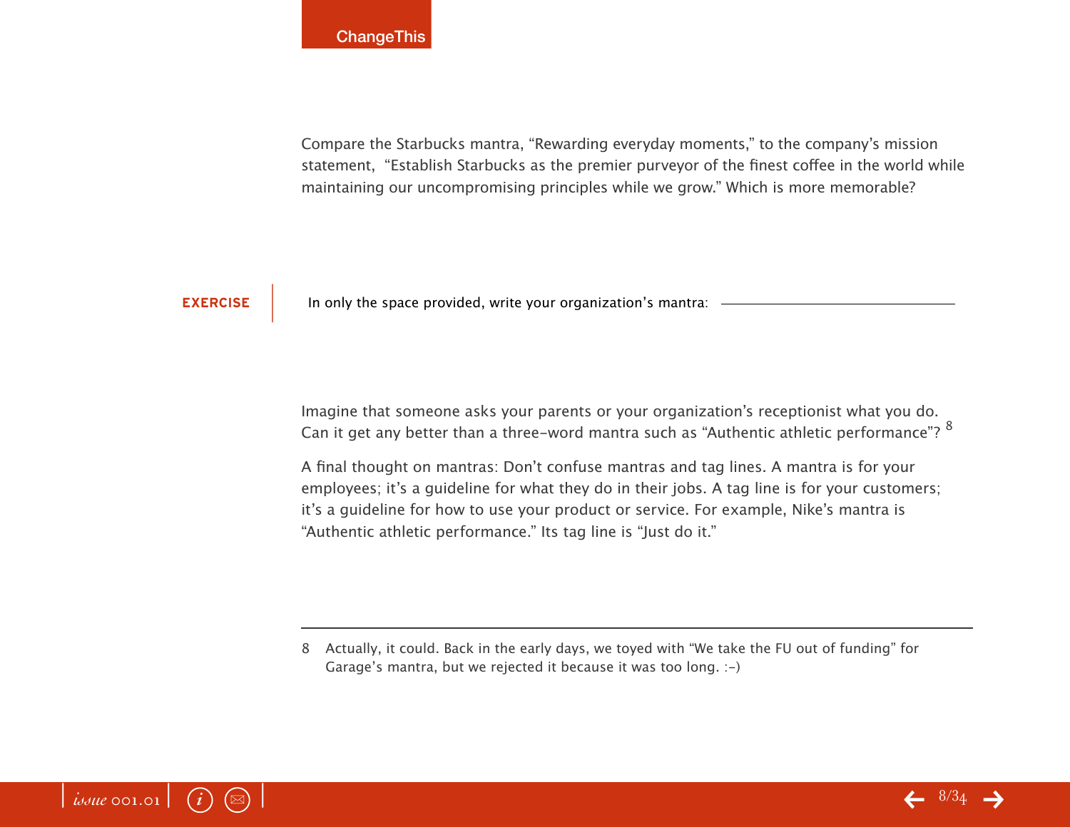Compare the Starbucks mantra, “Rewarding everyday moments,” to the company’s mission statement, “Establish Starbucks as the premier purveyor of the finest coffee in the world while maintaining our uncompromising principles while we grow.” Which is more memorable?

**EXERCISE**

In only the space provided, write your organization’s mantra: ____________________

Imagine that someone asks your parents or your organization’s receptionist what you do. Can it get any better than a three-word mantra such as “Authentic athletic performance”? [8]

A final thought on mantras: Don’t confuse mantras and tag lines. A mantra is for your employees; it’s a guideline for what they do in their jobs. A tag line is for your customers; it’s a guideline for how to use your product or service. For example, Nike’s mantra is “Authentic athletic performance.” Its tag line is “Just do it.”

---

8 Actually, it could. Back in the early days, we toyed with “We take the FU out of funding” for Garage’s mantra, but we rejected it because it was too long. :-)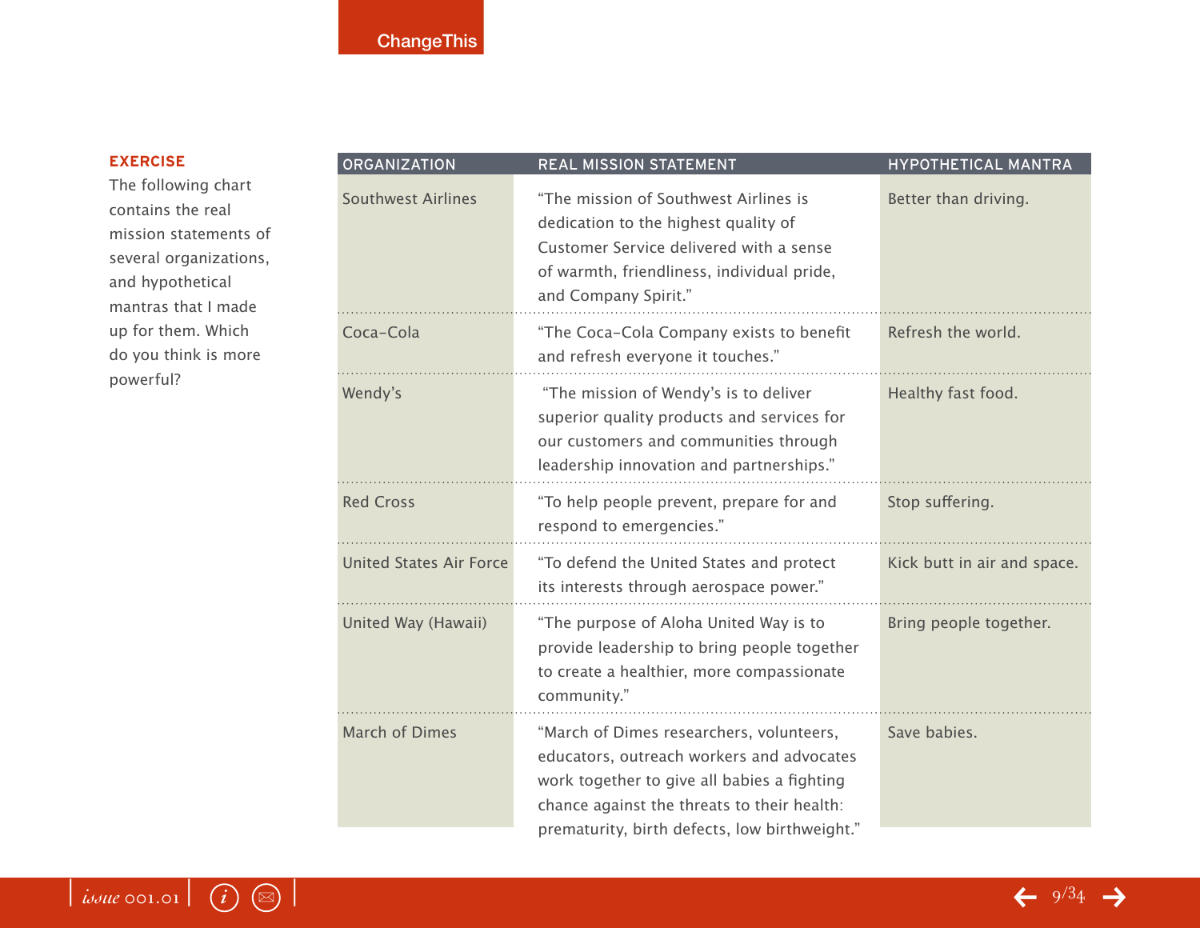**EXERCISE**

The following chart contains the real mission statements of several organizations, and hypothetical mantras that I made up for them. Which do you think is more powerful?

| ORGANIZATION | REAL MISSION STATEMENT | HYPOTHETICAL MANTRA |
|---|---|---|
| Southwest Airlines | "The mission of Southwest Airlines is dedication to the highest quality of Customer Service delivered with a sense of warmth, friendliness, individual pride, and Company Spirit." | Better than driving. |
| Coca-Cola | "The Coca-Cola Company exists to benefit and refresh everyone it touches." | Refresh the world. |
| Wendy's | "The mission of Wendy's is to deliver superior quality products and services for our customers and communities through leadership innovation and partnerships." | Healthy fast food. |
| Red Cross | "To help people prevent, prepare for and respond to emergencies." | Stop suffering. |
| United States Air Force | "To defend the United States and protect its interests through aerospace power." | Kick butt in air and space. |
| United Way (Hawaii) | "The purpose of Aloha United Way is to provide leadership to bring people together to create a healthier, more compassionate community." | Bring people together. |
| March of Dimes | "March of Dimes researchers, volunteers, educators, outreach workers and advocates work together to give all babies a fighting chance against the threats to their health: prematurity, birth defects, low birthweight." | Save babies. |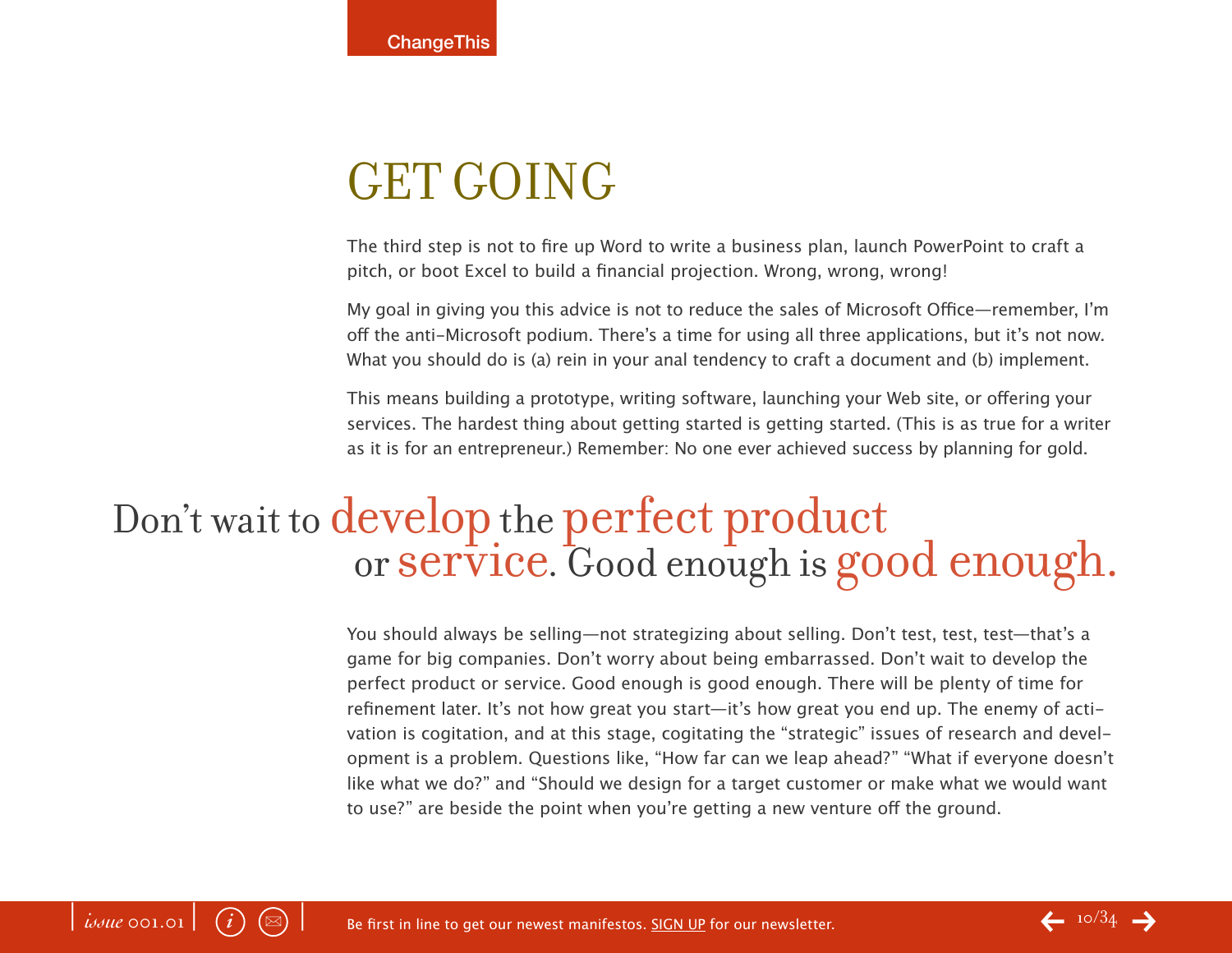## GET GOING

The third step is not to fire up Word to write a business plan, launch PowerPoint to craft a pitch, or boot Excel to build a financial projection. Wrong, wrong, wrong!

My goal in giving you this advice is not to reduce the sales of Microsoft Office—remember, I'm off the anti-Microsoft podium. There's a time for using all three applications, but it's not now. What you should do is (a) rein in your anal tendency to craft a document and (b) implement.

This means building a prototype, writing software, launching your Web site, or offering your services. The hardest thing about getting started is getting started. (This is as true for a writer as it is for an entrepreneur.) Remember: No one ever achieved success by planning for gold.

> Don't wait to develop the perfect product or service. Good enough is good enough.

You should always be selling—not strategizing about selling. Don't test, test, test—that's a game for big companies. Don't worry about being embarrassed. Don't wait to develop the perfect product or service. Good enough is good enough. There will be plenty of time for refinement later. It's not how great you start—it's how great you end up. The enemy of activation is cogitation, and at this stage, cogitating the "strategic" issues of research and development is a problem. Questions like, "How far can we leap ahead?" "What if everyone doesn't like what we do?" and "Should we design for a target customer or make what we would want to use?" are beside the point when you're getting a new venture off the ground.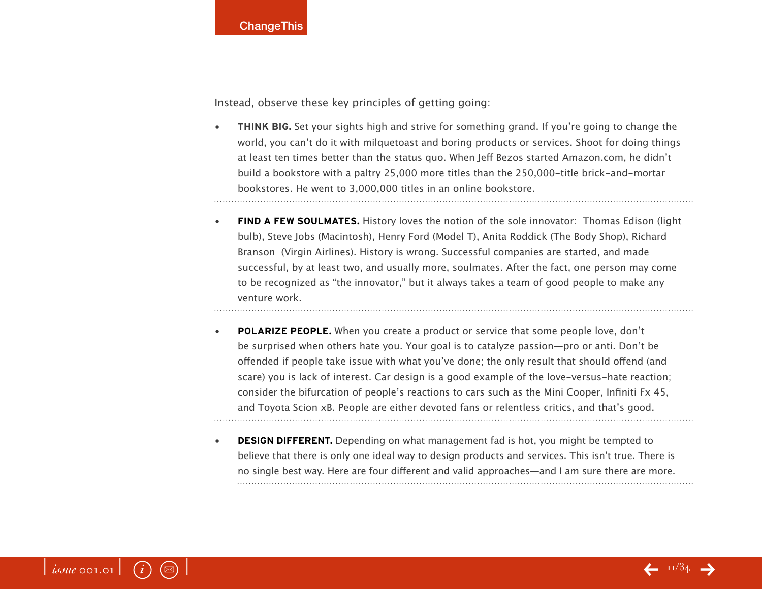Instead, observe these key principles of getting going:

- **THINK BIG.** Set your sights high and strive for something grand. If you're going to change the world, you can't do it with milquetoast and boring products or services. Shoot for doing things at least ten times better than the status quo. When Jeff Bezos started Amazon.com, he didn't build a bookstore with a paltry 25,000 more titles than the 250,000-title brick-and-mortar bookstores. He went to 3,000,000 titles in an online bookstore.

- **FIND A FEW SOULMATES.** History loves the notion of the sole innovator: Thomas Edison (light bulb), Steve Jobs (Macintosh), Henry Ford (Model T), Anita Roddick (The Body Shop), Richard Branson (Virgin Airlines). History is wrong. Successful companies are started, and made successful, by at least two, and usually more, soulmates. After the fact, one person may come to be recognized as "the innovator," but it always takes a team of good people to make any venture work.

- **POLARIZE PEOPLE.** When you create a product or service that some people love, don't be surprised when others hate you. Your goal is to catalyze passion—pro or anti. Don't be offended if people take issue with what you've done; the only result that should offend (and scare) you is lack of interest. Car design is a good example of the love-versus-hate reaction; consider the bifurcation of people's reactions to cars such as the Mini Cooper, Infiniti Fx 45, and Toyota Scion xB. People are either devoted fans or relentless critics, and that's good.

- **DESIGN DIFFERENT.** Depending on what management fad is hot, you might be tempted to believe that there is only one ideal way to design products and services. This isn't true. There is no single best way. Here are four different and valid approaches—and I am sure there are more.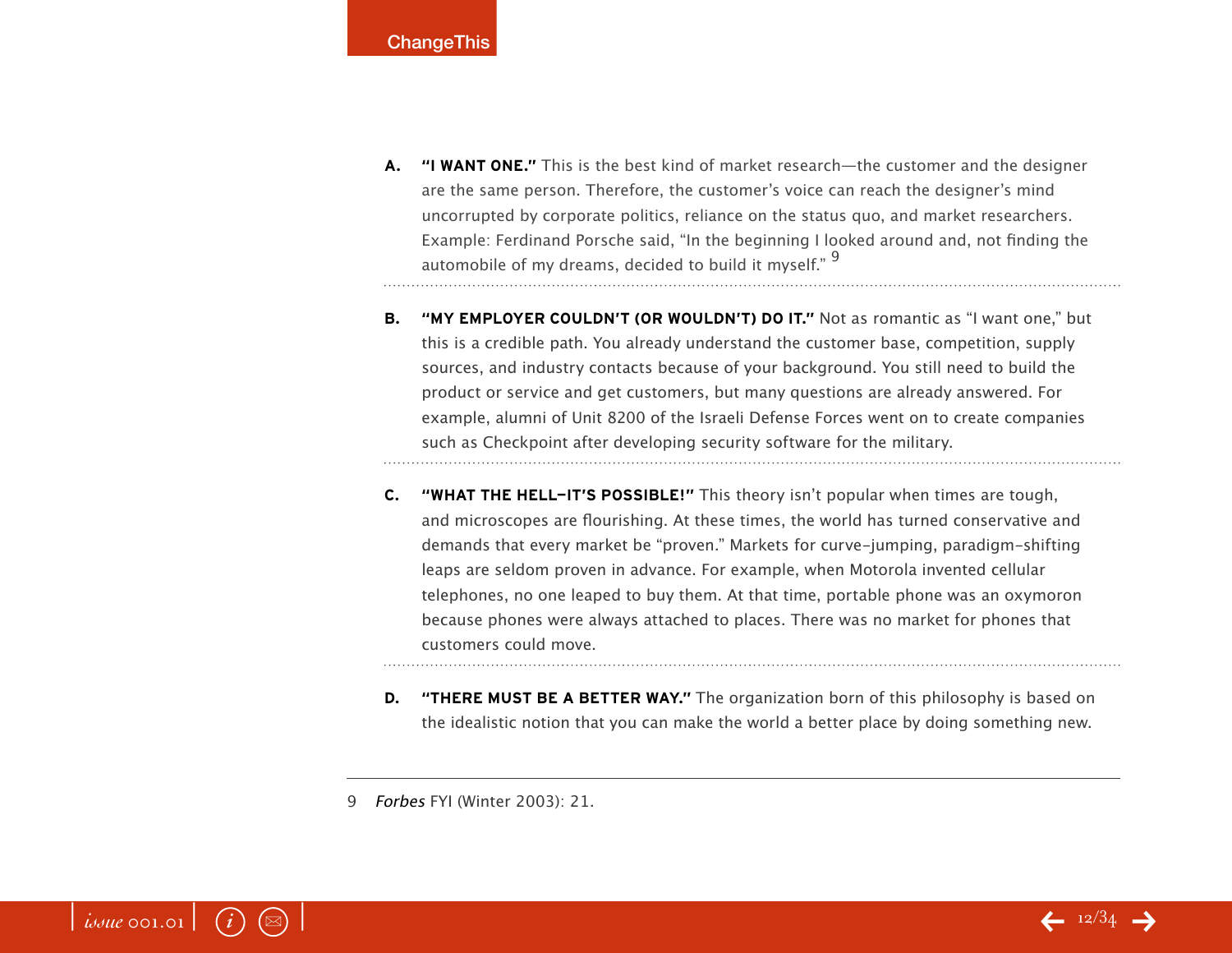**A. "I WANT ONE."** This is the best kind of market research—the customer and the designer are the same person. Therefore, the customer's voice can reach the designer's mind uncorrupted by corporate politics, reliance on the status quo, and market researchers. Example: Ferdinand Porsche said, "In the beginning I looked around and, not finding the automobile of my dreams, decided to build it myself." [9]

---

**B. "MY EMPLOYER COULDN'T (OR WOULDN'T) DO IT."** Not as romantic as "I want one," but this is a credible path. You already understand the customer base, competition, supply sources, and industry contacts because of your background. You still need to build the product or service and get customers, but many questions are already answered. For example, alumni of Unit 8200 of the Israeli Defense Forces went on to create companies such as Checkpoint after developing security software for the military.

---

**C. "WHAT THE HELL—IT'S POSSIBLE!"** This theory isn't popular when times are tough, and microscopes are flourishing. At these times, the world has turned conservative and demands that every market be "proven." Markets for curve-jumping, paradigm-shifting leaps are seldom proven in advance. For example, when Motorola invented cellular telephones, no one leaped to buy them. At that time, portable phone was an oxymoron because phones were always attached to places. There was no market for phones that customers could move.

---

**D. "THERE MUST BE A BETTER WAY."** The organization born of this philosophy is based on the idealistic notion that you can make the world a better place by doing something new.

---

9 *Forbes* FYI (Winter 2003): 21.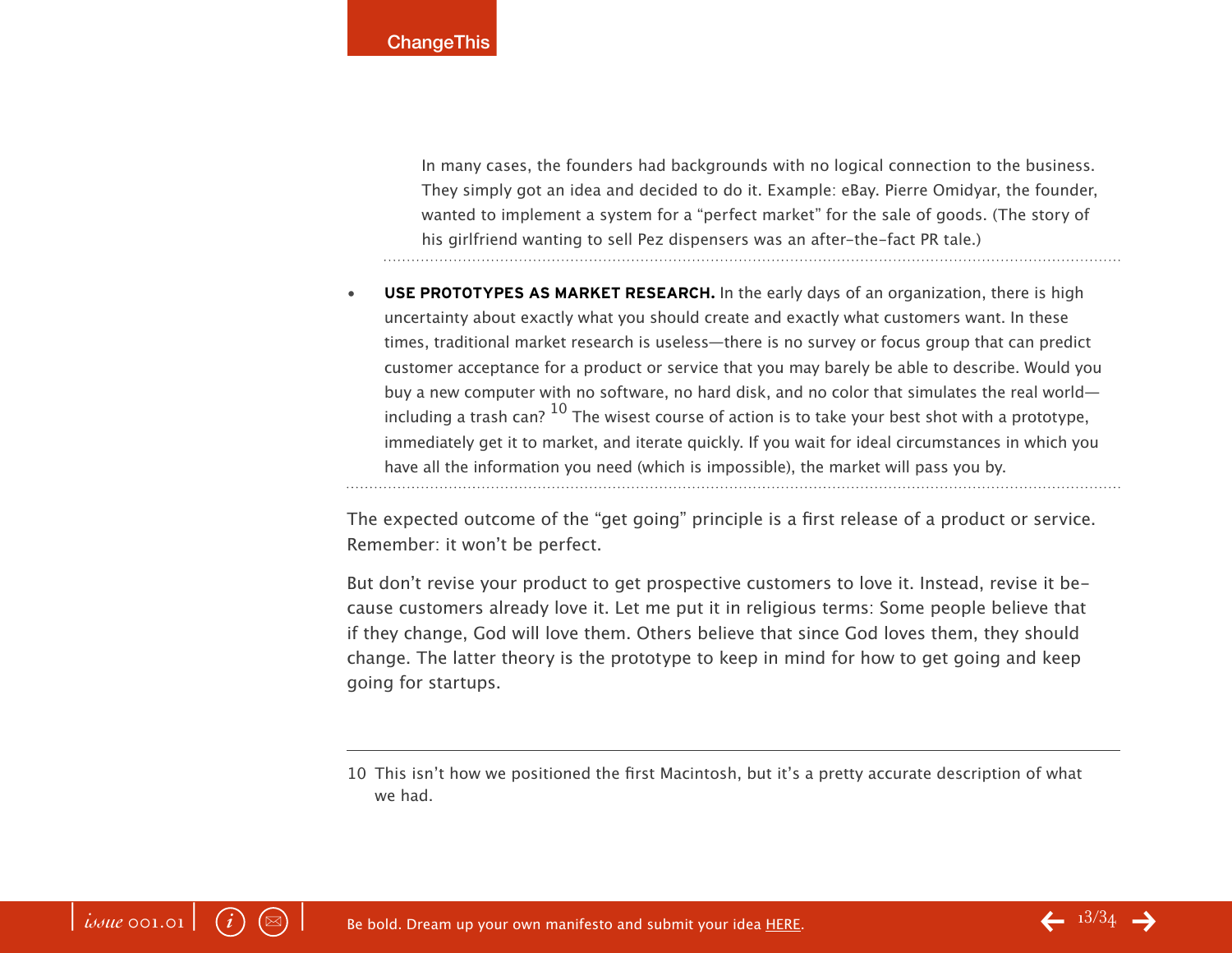In many cases, the founders had backgrounds with no logical connection to the business. They simply got an idea and decided to do it. Example: eBay. Pierre Omidyar, the founder, wanted to implement a system for a "perfect market" for the sale of goods. (The story of his girlfriend wanting to sell Pez dispensers was an after-the-fact PR tale.)

- **USE PROTOTYPES AS MARKET RESEARCH.** In the early days of an organization, there is high uncertainty about exactly what you should create and exactly what customers want. In these times, traditional market research is useless—there is no survey or focus group that can predict customer acceptance for a product or service that you may barely be able to describe. Would you buy a new computer with no software, no hard disk, and no color that simulates the real world—including a trash can? [10] The wisest course of action is to take your best shot with a prototype, immediately get it to market, and iterate quickly. If you wait for ideal circumstances in which you have all the information you need (which is impossible), the market will pass you by.

The expected outcome of the "get going" principle is a first release of a product or service. Remember: it won't be perfect.

But don't revise your product to get prospective customers to love it. Instead, revise it because customers already love it. Let me put it in religious terms: Some people believe that if they change, God will love them. Others believe that since God loves them, they should change. The latter theory is the prototype to keep in mind for how to get going and keep going for startups.

---

10 This isn't how we positioned the first Macintosh, but it's a pretty accurate description of what we had.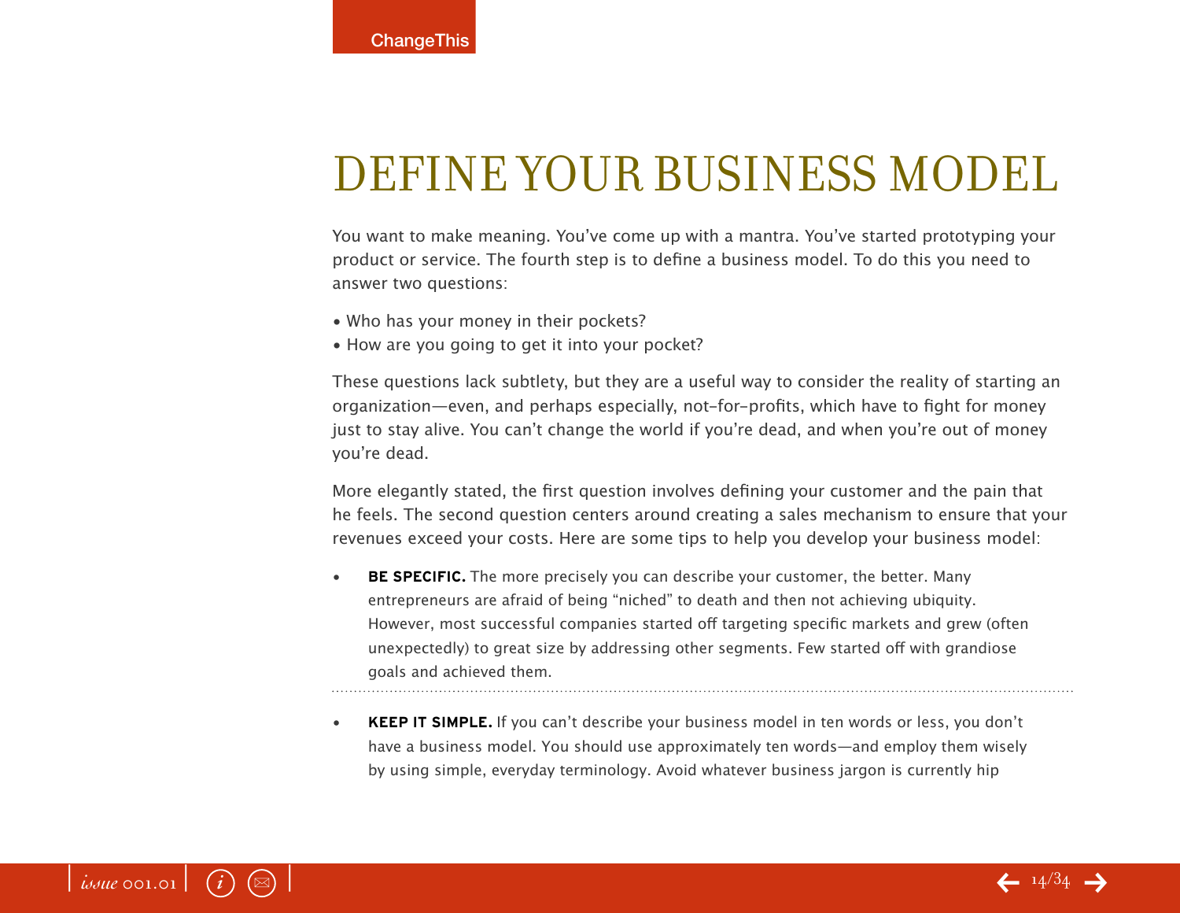# DEFINE YOUR BUSINESS MODEL

You want to make meaning. You've come up with a mantra. You've started prototyping your product or service. The fourth step is to define a business model. To do this you need to answer two questions:

- Who has your money in their pockets?
- How are you going to get it into your pocket?

These questions lack subtlety, but they are a useful way to consider the reality of starting an organization—even, and perhaps especially, not-for-profits, which have to fight for money just to stay alive. You can't change the world if you're dead, and when you're out of money you're dead.

More elegantly stated, the first question involves defining your customer and the pain that he feels. The second question centers around creating a sales mechanism to ensure that your revenues exceed your costs. Here are some tips to help you develop your business model:

- **BE SPECIFIC.** The more precisely you can describe your customer, the better. Many entrepreneurs are afraid of being "niched" to death and then not achieving ubiquity. However, most successful companies started off targeting specific markets and grew (often unexpectedly) to great size by addressing other segments. Few started off with grandiose goals and achieved them.

- **KEEP IT SIMPLE.** If you can't describe your business model in ten words or less, you don't have a business model. You should use approximately ten words—and employ them wisely by using simple, everyday terminology. Avoid whatever business jargon is currently hip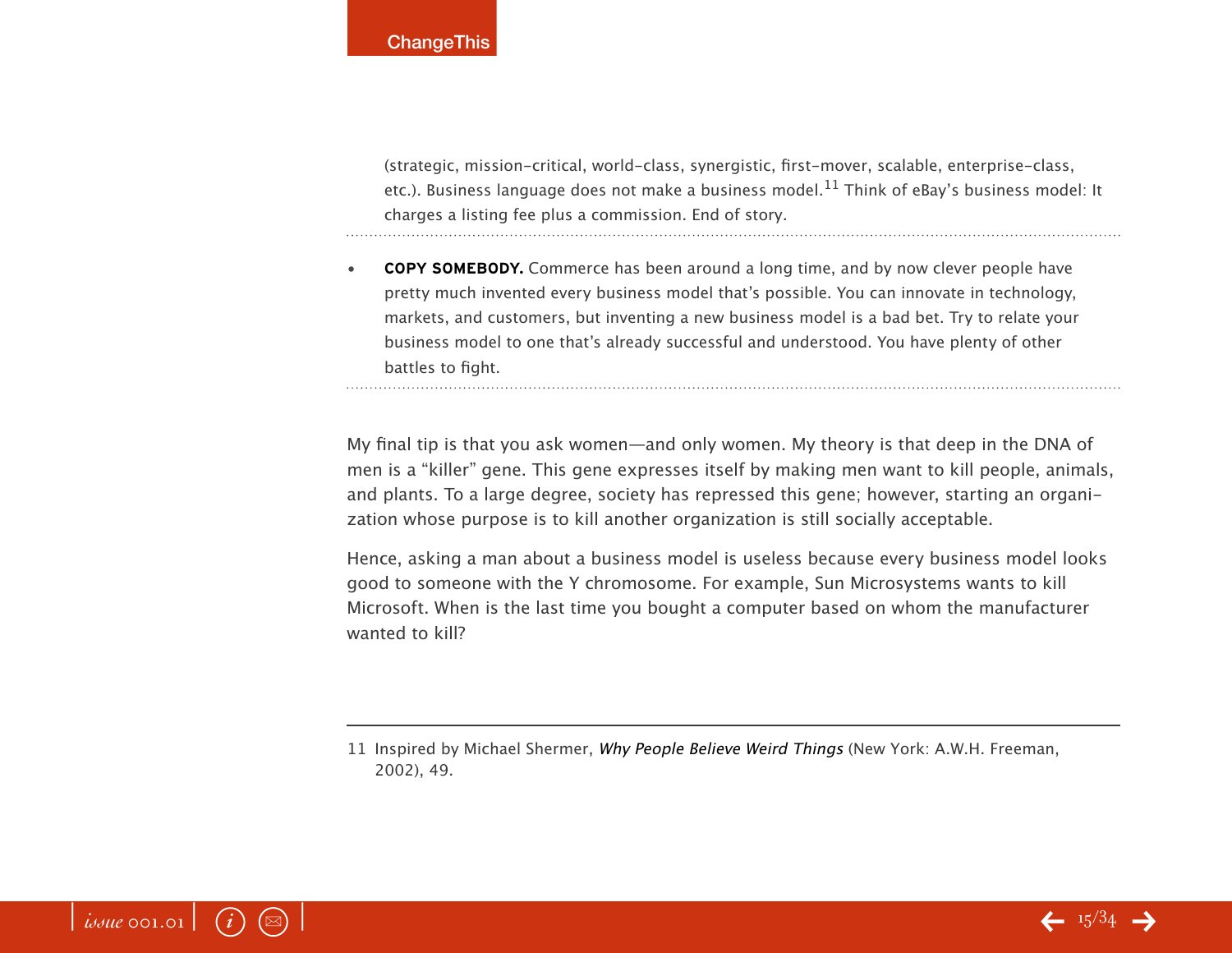(strategic, mission-critical, world-class, synergistic, first-mover, scalable, enterprise-class, etc.). Business language does not make a business model.[11] Think of eBay's business model: It charges a listing fee plus a commission. End of story.

- **COPY SOMEBODY.** Commerce has been around a long time, and by now clever people have pretty much invented every business model that's possible. You can innovate in technology, markets, and customers, but inventing a new business model is a bad bet. Try to relate your business model to one that's already successful and understood. You have plenty of other battles to fight.

My final tip is that you ask women—and only women. My theory is that deep in the DNA of men is a "killer" gene. This gene expresses itself by making men want to kill people, animals, and plants. To a large degree, society has repressed this gene; however, starting an organization whose purpose is to kill another organization is still socially acceptable.

Hence, asking a man about a business model is useless because every business model looks good to someone with the Y chromosome. For example, Sun Microsystems wants to kill Microsoft. When is the last time you bought a computer based on whom the manufacturer wanted to kill?

---

11 Inspired by Michael Shermer, *Why People Believe Weird Things* (New York: A.W.H. Freeman, 2002), 49.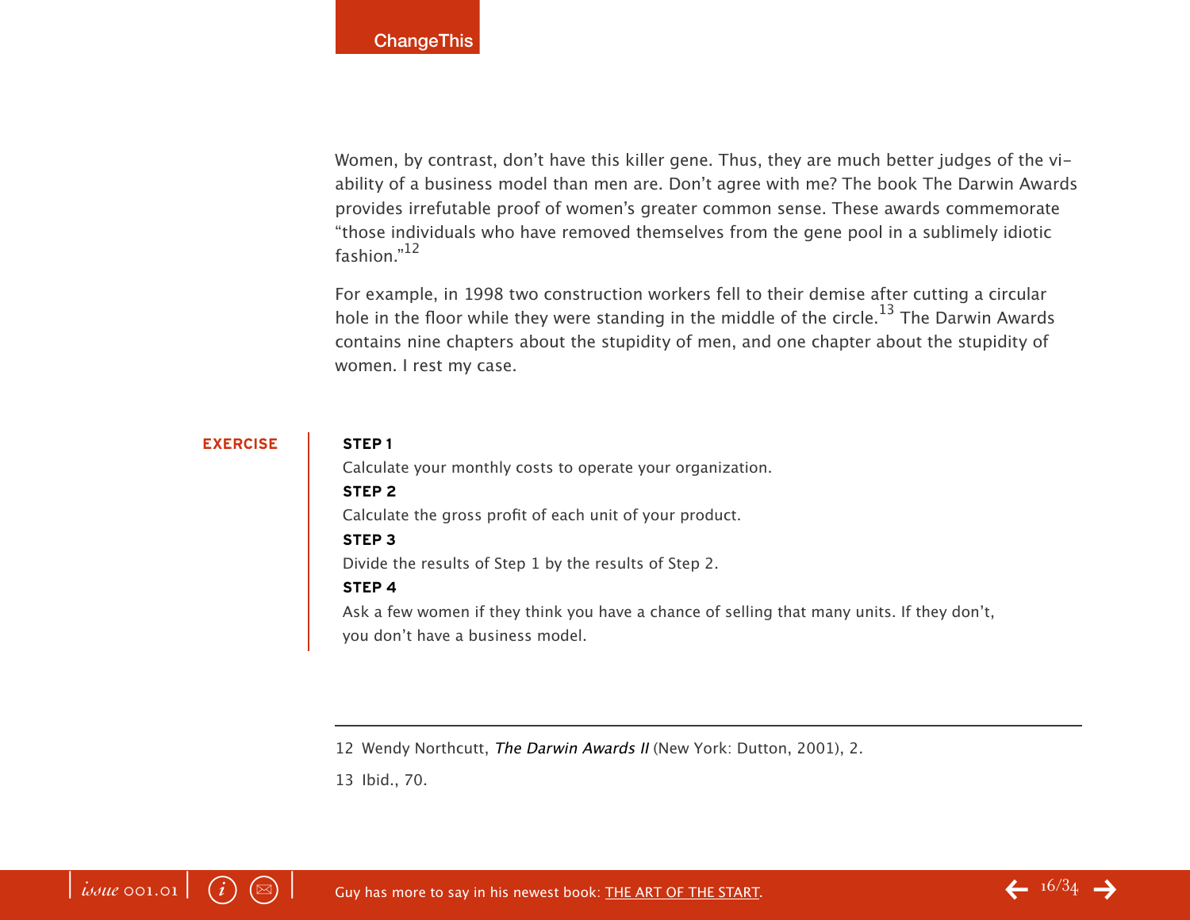Women, by contrast, don't have this killer gene. Thus, they are much better judges of the viability of a business model than men are. Don't agree with me? The book The Darwin Awards provides irrefutable proof of women's greater common sense. These awards commemorate "those individuals who have removed themselves from the gene pool in a sublimely idiotic fashion."[12]

For example, in 1998 two construction workers fell to their demise after cutting a circular hole in the floor while they were standing in the middle of the circle.[13] The Darwin Awards contains nine chapters about the stupidity of men, and one chapter about the stupidity of women. I rest my case.

**EXERCISE**

**STEP 1**

Calculate your monthly costs to operate your organization.

**STEP 2**

Calculate the gross profit of each unit of your product.

**STEP 3**

Divide the results of Step 1 by the results of Step 2.

**STEP 4**

Ask a few women if they think you have a chance of selling that many units. If they don't, you don't have a business model.

---

12 Wendy Northcutt, *The Darwin Awards II* (New York: Dutton, 2001), 2.

13 Ibid., 70.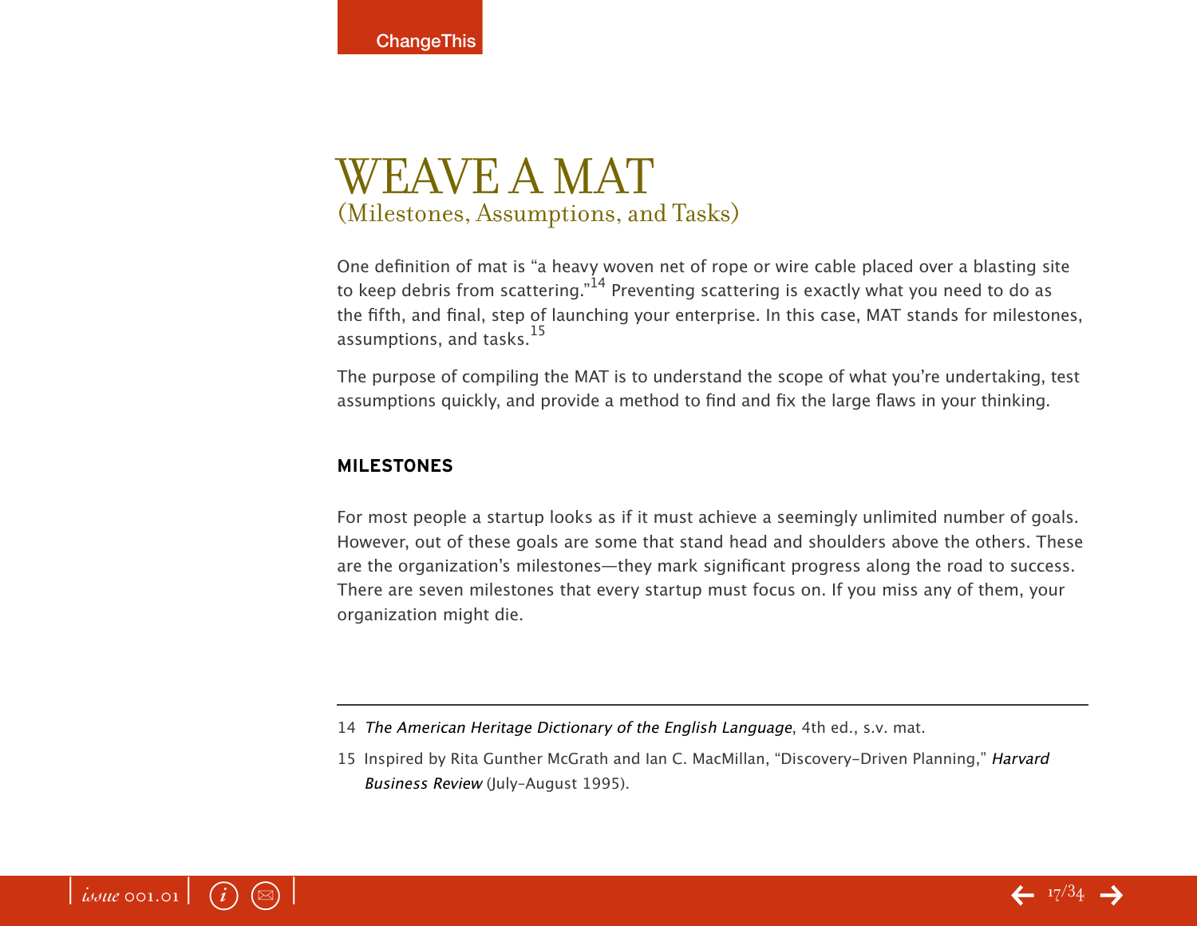# WEAVE A MAT

## (Milestones, Assumptions, and Tasks)

One definition of mat is “a heavy woven net of rope or wire cable placed over a blasting site to keep debris from scattering.”[14] Preventing scattering is exactly what you need to do as the fifth, and final, step of launching your enterprise. In this case, MAT stands for milestones, assumptions, and tasks.[15]

The purpose of compiling the MAT is to understand the scope of what you’re undertaking, test assumptions quickly, and provide a method to find and fix the large flaws in your thinking.

### MILESTONES

For most people a startup looks as if it must achieve a seemingly unlimited number of goals. However, out of these goals are some that stand head and shoulders above the others. These are the organization’s milestones—they mark significant progress along the road to success. There are seven milestones that every startup must focus on. If you miss any of them, your organization might die.

---

14 *The American Heritage Dictionary of the English Language*, 4th ed., s.v. mat.

15 Inspired by Rita Gunther McGrath and Ian C. MacMillan, “Discovery-Driven Planning,” *Harvard Business Review* (July-August 1995).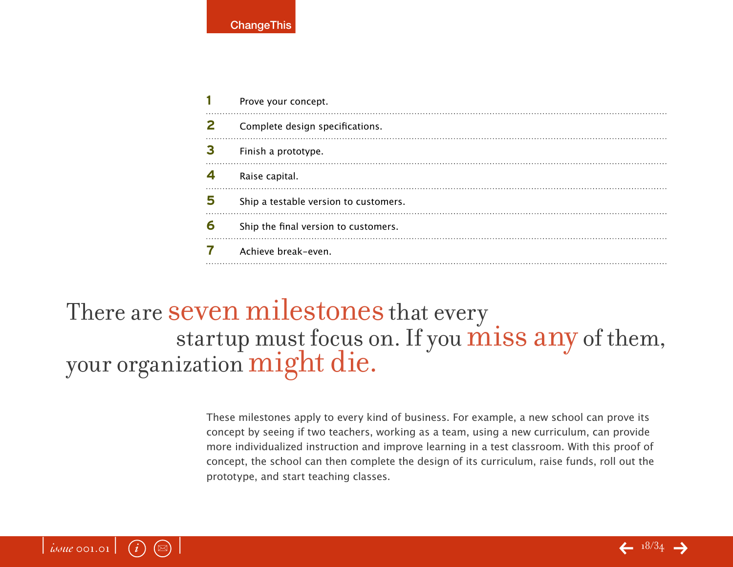1. Prove your concept.
2. Complete design specifications.
3. Finish a prototype.
4. Raise capital.
5. Ship a testable version to customers.
6. Ship the final version to customers.
7. Achieve break-even.

## There are seven milestones that every startup must focus on. If you miss any of them, your organization might die.

These milestones apply to every kind of business. For example, a new school can prove its concept by seeing if two teachers, working as a team, using a new curriculum, can provide more individualized instruction and improve learning in a test classroom. With this proof of concept, the school can then complete the design of its curriculum, raise funds, roll out the prototype, and start teaching classes.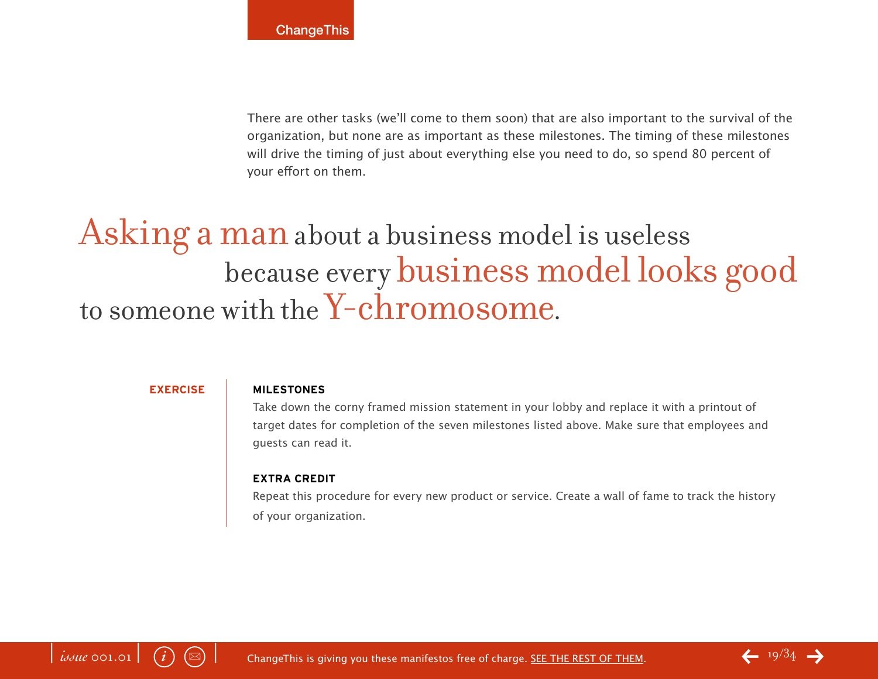There are other tasks (we'll come to them soon) that are also important to the survival of the organization, but none are as important as these milestones. The timing of these milestones will drive the timing of just about everything else you need to do, so spend 80 percent of your effort on them.

> Asking a man about a business model is useless because every business model looks good to someone with the Y-chromosome.

**EXERCISE**

**MILESTONES**

Take down the corny framed mission statement in your lobby and replace it with a printout of target dates for completion of the seven milestones listed above. Make sure that employees and guests can read it.

**EXTRA CREDIT**

Repeat this procedure for every new product or service. Create a wall of fame to track the history of your organization.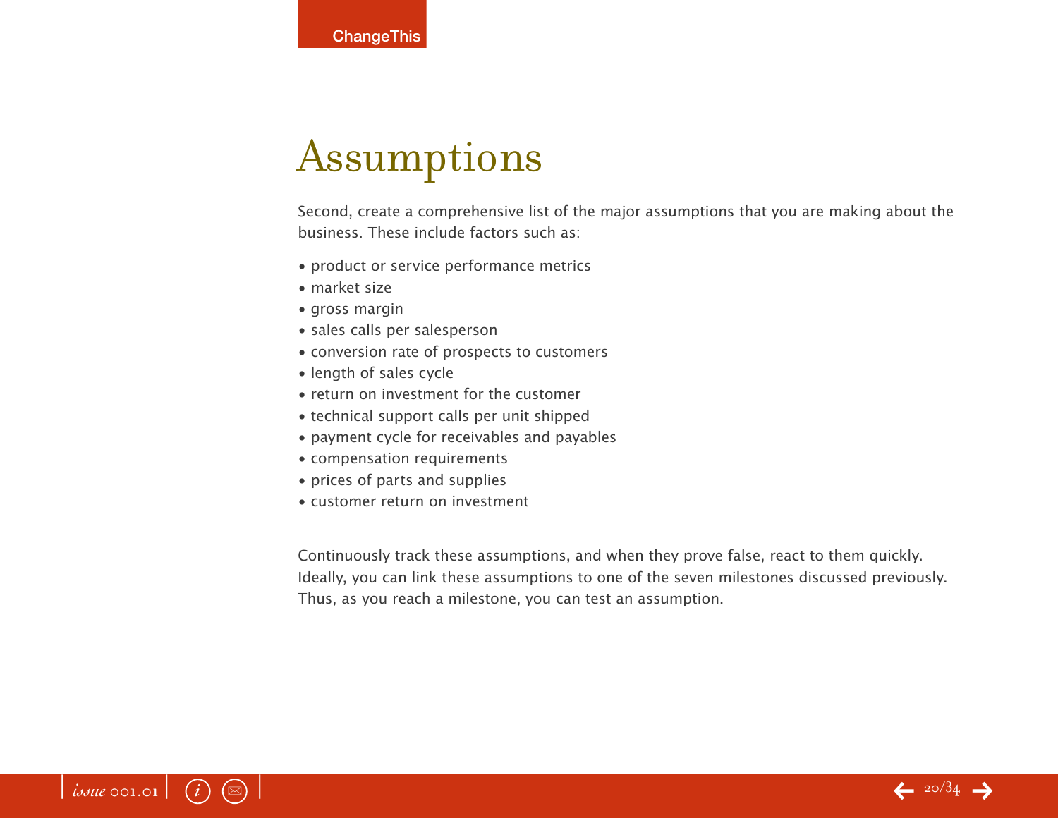# Assumptions

Second, create a comprehensive list of the major assumptions that you are making about the business. These include factors such as:

- product or service performance metrics
- market size
- gross margin
- sales calls per salesperson
- conversion rate of prospects to customers
- length of sales cycle
- return on investment for the customer
- technical support calls per unit shipped
- payment cycle for receivables and payables
- compensation requirements
- prices of parts and supplies
- customer return on investment

Continuously track these assumptions, and when they prove false, react to them quickly. Ideally, you can link these assumptions to one of the seven milestones discussed previously. Thus, as you reach a milestone, you can test an assumption.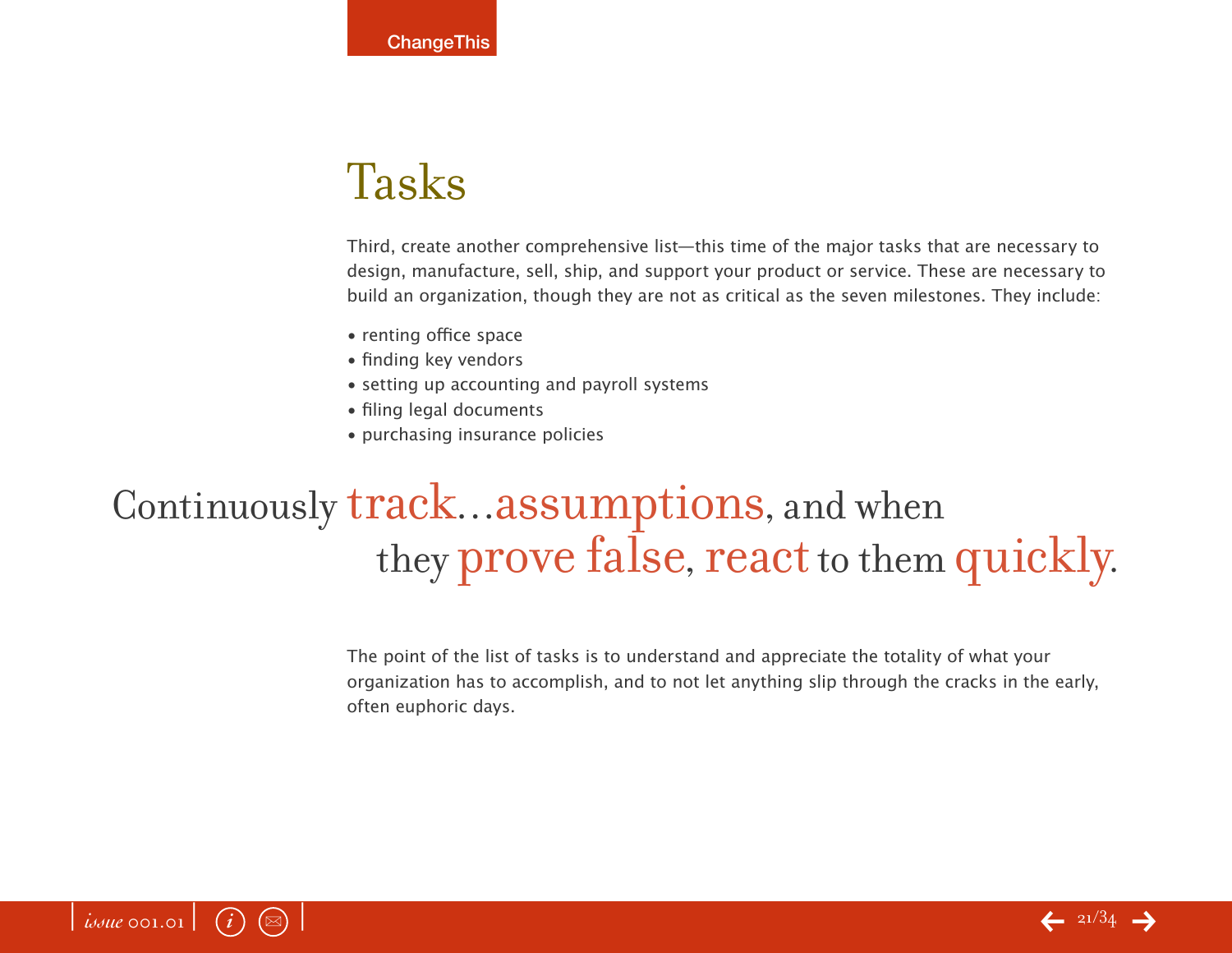# Tasks

Third, create another comprehensive list—this time of the major tasks that are necessary to design, manufacture, sell, ship, and support your product or service. These are necessary to build an organization, though they are not as critical as the seven milestones. They include:

- renting office space
- finding key vendors
- setting up accounting and payroll systems
- filing legal documents
- purchasing insurance policies

> Continuously track…assumptions, and when they prove false, react to them quickly.

The point of the list of tasks is to understand and appreciate the totality of what your organization has to accomplish, and to not let anything slip through the cracks in the early, often euphoric days.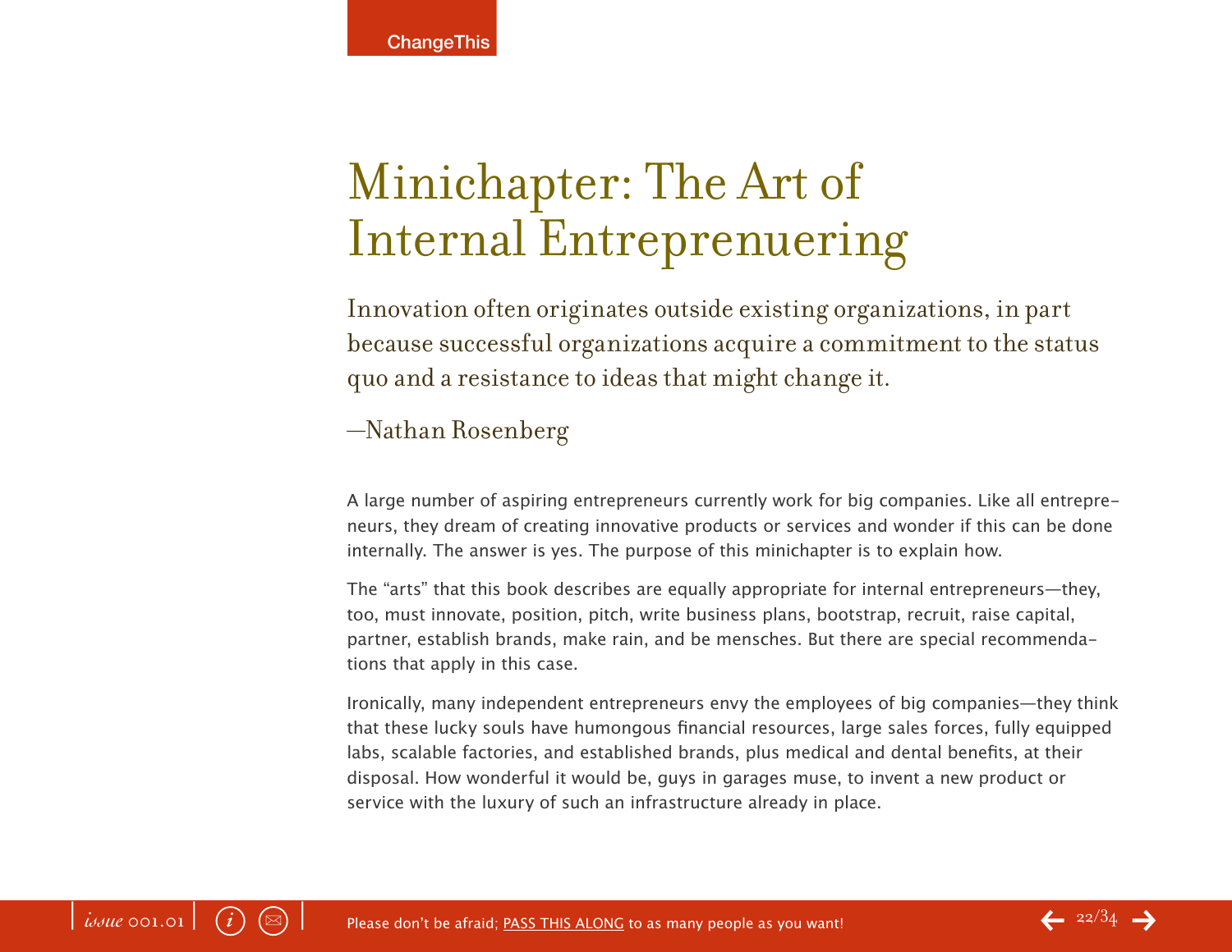# Minichapter: The Art of Internal Entrepreneuering

> Innovation often originates outside existing organizations, in part because successful organizations acquire a commitment to the status quo and a resistance to ideas that might change it.
>
> —Nathan Rosenberg

A large number of aspiring entrepreneurs currently work for big companies. Like all entrepreneurs, they dream of creating innovative products or services and wonder if this can be done internally. The answer is yes. The purpose of this minichapter is to explain how.

The "arts" that this book describes are equally appropriate for internal entrepreneurs—they, too, must innovate, position, pitch, write business plans, bootstrap, recruit, raise capital, partner, establish brands, make rain, and be mensches. But there are special recommendations that apply in this case.

Ironically, many independent entrepreneurs envy the employees of big companies—they think that these lucky souls have humongous financial resources, large sales forces, fully equipped labs, scalable factories, and established brands, plus medical and dental benefits, at their disposal. How wonderful it would be, guys in garages muse, to invent a new product or service with the luxury of such an infrastructure already in place.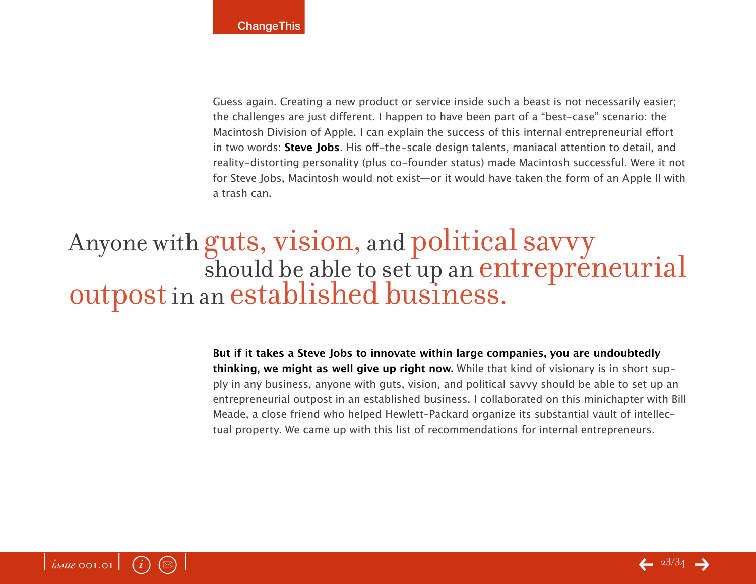Guess again. Creating a new product or service inside such a beast is not necessarily easier; the challenges are just different. I happen to have been part of a "best-case" scenario: the Macintosh Division of Apple. I can explain the success of this internal entrepreneurial effort in two words: **Steve Jobs**. His off-the-scale design talents, maniacal attention to detail, and reality-distorting personality (plus co-founder status) made Macintosh successful. Were it not for Steve Jobs, Macintosh would not exist—or it would have taken the form of an Apple II with a trash can.

> Anyone with guts, vision, and political savvy should be able to set up an entrepreneurial outpost in an established business.

**But if it takes a Steve Jobs to innovate within large companies, you are undoubtedly thinking, we might as well give up right now.** While that kind of visionary is in short supply in any business, anyone with guts, vision, and political savvy should be able to set up an entrepreneurial outpost in an established business. I collaborated on this minichapter with Bill Meade, a close friend who helped Hewlett-Packard organize its substantial vault of intellectual property. We came up with this list of recommendations for internal entrepreneurs.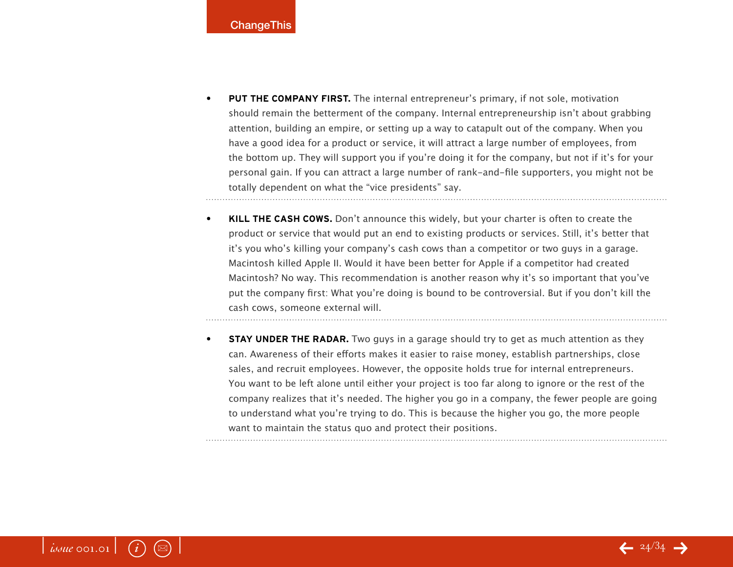- **PUT THE COMPANY FIRST.** The internal entrepreneur's primary, if not sole, motivation should remain the betterment of the company. Internal entrepreneurship isn't about grabbing attention, building an empire, or setting up a way to catapult out of the company. When you have a good idea for a product or service, it will attract a large number of employees, from the bottom up. They will support you if you're doing it for the company, but not if it's for your personal gain. If you can attract a large number of rank-and-file supporters, you might not be totally dependent on what the "vice presidents" say.

- **KILL THE CASH COWS.** Don't announce this widely, but your charter is often to create the product or service that would put an end to existing products or services. Still, it's better that it's you who's killing your company's cash cows than a competitor or two guys in a garage. Macintosh killed Apple II. Would it have been better for Apple if a competitor had created Macintosh? No way. This recommendation is another reason why it's so important that you've put the company first: What you're doing is bound to be controversial. But if you don't kill the cash cows, someone external will.

- **STAY UNDER THE RADAR.** Two guys in a garage should try to get as much attention as they can. Awareness of their efforts makes it easier to raise money, establish partnerships, close sales, and recruit employees. However, the opposite holds true for internal entrepreneurs. You want to be left alone until either your project is too far along to ignore or the rest of the company realizes that it's needed. The higher you go in a company, the fewer people are going to understand what you're trying to do. This is because the higher you go, the more people want to maintain the status quo and protect their positions.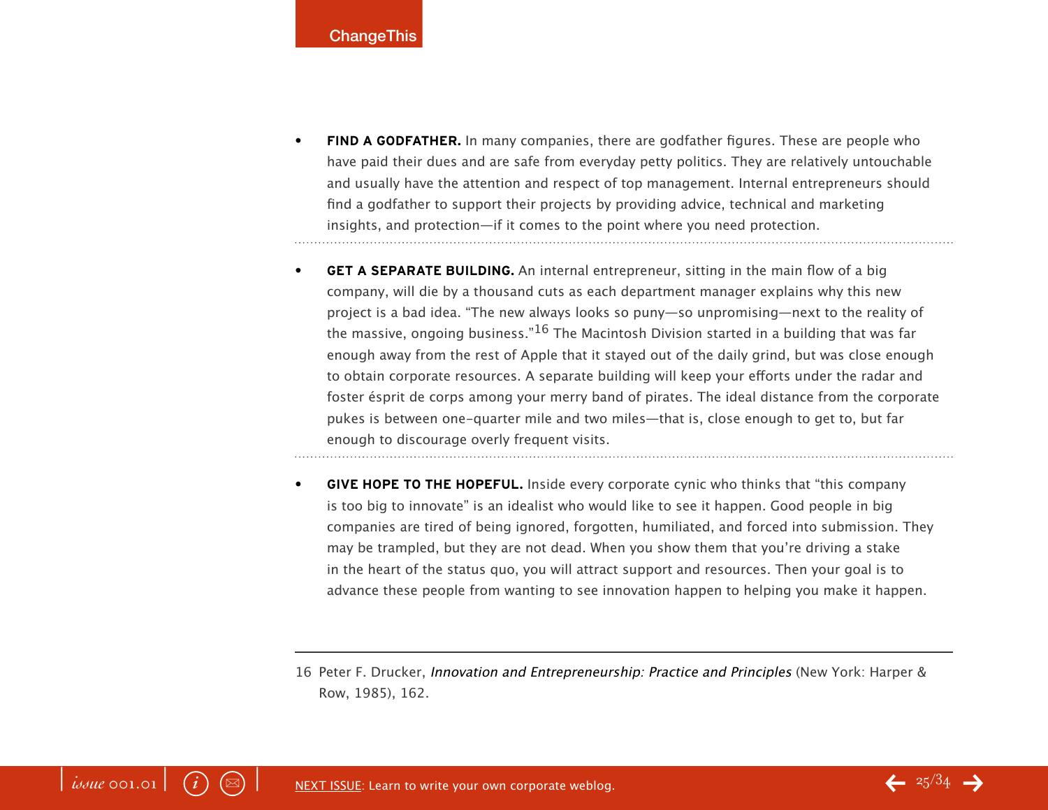- **FIND A GODFATHER.** In many companies, there are godfather figures. These are people who have paid their dues and are safe from everyday petty politics. They are relatively untouchable and usually have the attention and respect of top management. Internal entrepreneurs should find a godfather to support their projects by providing advice, technical and marketing insights, and protection—if it comes to the point where you need protection.

- **GET A SEPARATE BUILDING.** An internal entrepreneur, sitting in the main flow of a big company, will die by a thousand cuts as each department manager explains why this new project is a bad idea. “The new always looks so puny—so unpromising—next to the reality of the massive, ongoing business.”[16] The Macintosh Division started in a building that was far enough away from the rest of Apple that it stayed out of the daily grind, but was close enough to obtain corporate resources. A separate building will keep your efforts under the radar and foster ésprit de corps among your merry band of pirates. The ideal distance from the corporate pukes is between one-quarter mile and two miles—that is, close enough to get to, but far enough to discourage overly frequent visits.

- **GIVE HOPE TO THE HOPEFUL.** Inside every corporate cynic who thinks that “this company is too big to innovate” is an idealist who would like to see it happen. Good people in big companies are tired of being ignored, forgotten, humiliated, and forced into submission. They may be trampled, but they are not dead. When you show them that you’re driving a stake in the heart of the status quo, you will attract support and resources. Then your goal is to advance these people from wanting to see innovation happen to helping you make it happen.

---

16 Peter F. Drucker, *Innovation and Entrepreneurship: Practice and Principles* (New York: Harper & Row, 1985), 162.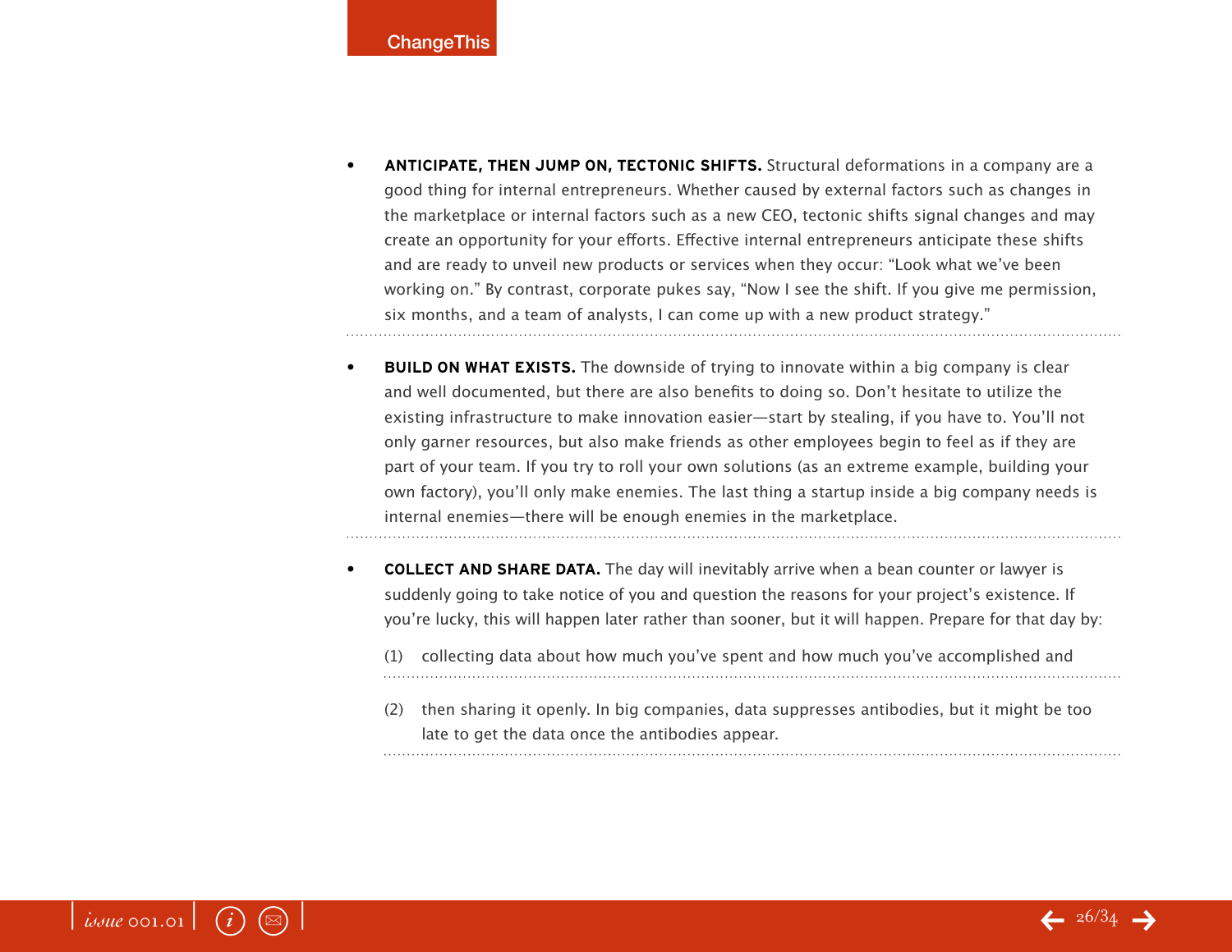- **ANTICIPATE, THEN JUMP ON, TECTONIC SHIFTS.** Structural deformations in a company are a good thing for internal entrepreneurs. Whether caused by external factors such as changes in the marketplace or internal factors such as a new CEO, tectonic shifts signal changes and may create an opportunity for your efforts. Effective internal entrepreneurs anticipate these shifts and are ready to unveil new products or services when they occur: "Look what we've been working on." By contrast, corporate pukes say, "Now I see the shift. If you give me permission, six months, and a team of analysts, I can come up with a new product strategy."

- **BUILD ON WHAT EXISTS.** The downside of trying to innovate within a big company is clear and well documented, but there are also benefits to doing so. Don't hesitate to utilize the existing infrastructure to make innovation easier—start by stealing, if you have to. You'll not only garner resources, but also make friends as other employees begin to feel as if they are part of your team. If you try to roll your own solutions (as an extreme example, building your own factory), you'll only make enemies. The last thing a startup inside a big company needs is internal enemies—there will be enough enemies in the marketplace.

- **COLLECT AND SHARE DATA.** The day will inevitably arrive when a bean counter or lawyer is suddenly going to take notice of you and question the reasons for your project's existence. If you're lucky, this will happen later rather than sooner, but it will happen. Prepare for that day by:

  (1) collecting data about how much you've spent and how much you've accomplished and

  (2) then sharing it openly. In big companies, data suppresses antibodies, but it might be too late to get the data once the antibodies appear.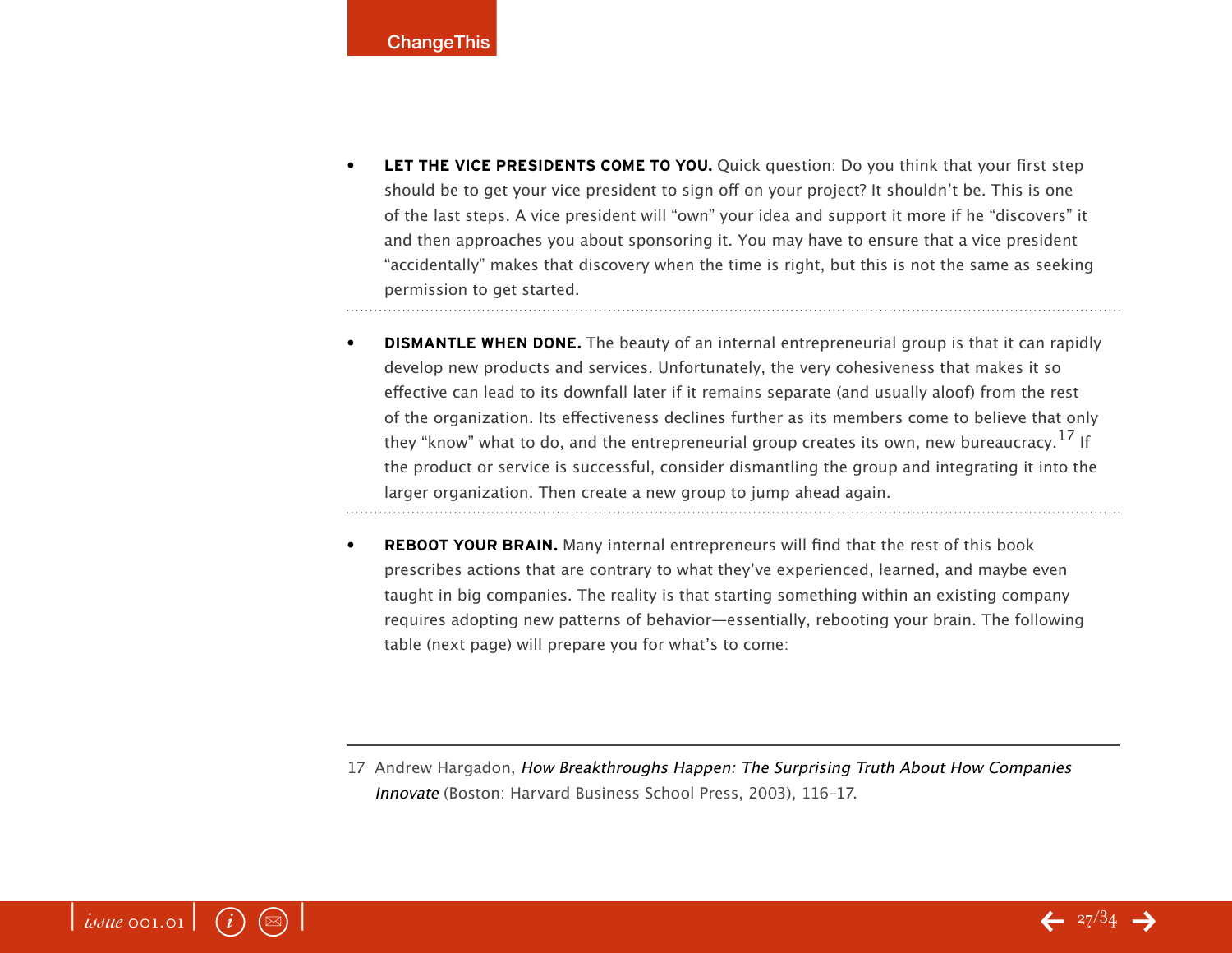- **LET THE VICE PRESIDENTS COME TO YOU.** Quick question: Do you think that your first step should be to get your vice president to sign off on your project? It shouldn't be. This is one of the last steps. A vice president will "own" your idea and support it more if he "discovers" it and then approaches you about sponsoring it. You may have to ensure that a vice president "accidentally" makes that discovery when the time is right, but this is not the same as seeking permission to get started.

- **DISMANTLE WHEN DONE.** The beauty of an internal entrepreneurial group is that it can rapidly develop new products and services. Unfortunately, the very cohesiveness that makes it so effective can lead to its downfall later if it remains separate (and usually aloof) from the rest of the organization. Its effectiveness declines further as its members come to believe that only they "know" what to do, and the entrepreneurial group creates its own, new bureaucracy.[17] If the product or service is successful, consider dismantling the group and integrating it into the larger organization. Then create a new group to jump ahead again.

- **REBOOT YOUR BRAIN.** Many internal entrepreneurs will find that the rest of this book prescribes actions that are contrary to what they've experienced, learned, and maybe even taught in big companies. The reality is that starting something within an existing company requires adopting new patterns of behavior—essentially, rebooting your brain. The following table (next page) will prepare you for what's to come:

---

17 Andrew Hargadon, *How Breakthroughs Happen: The Surprising Truth About How Companies Innovate* (Boston: Harvard Business School Press, 2003), 116–17.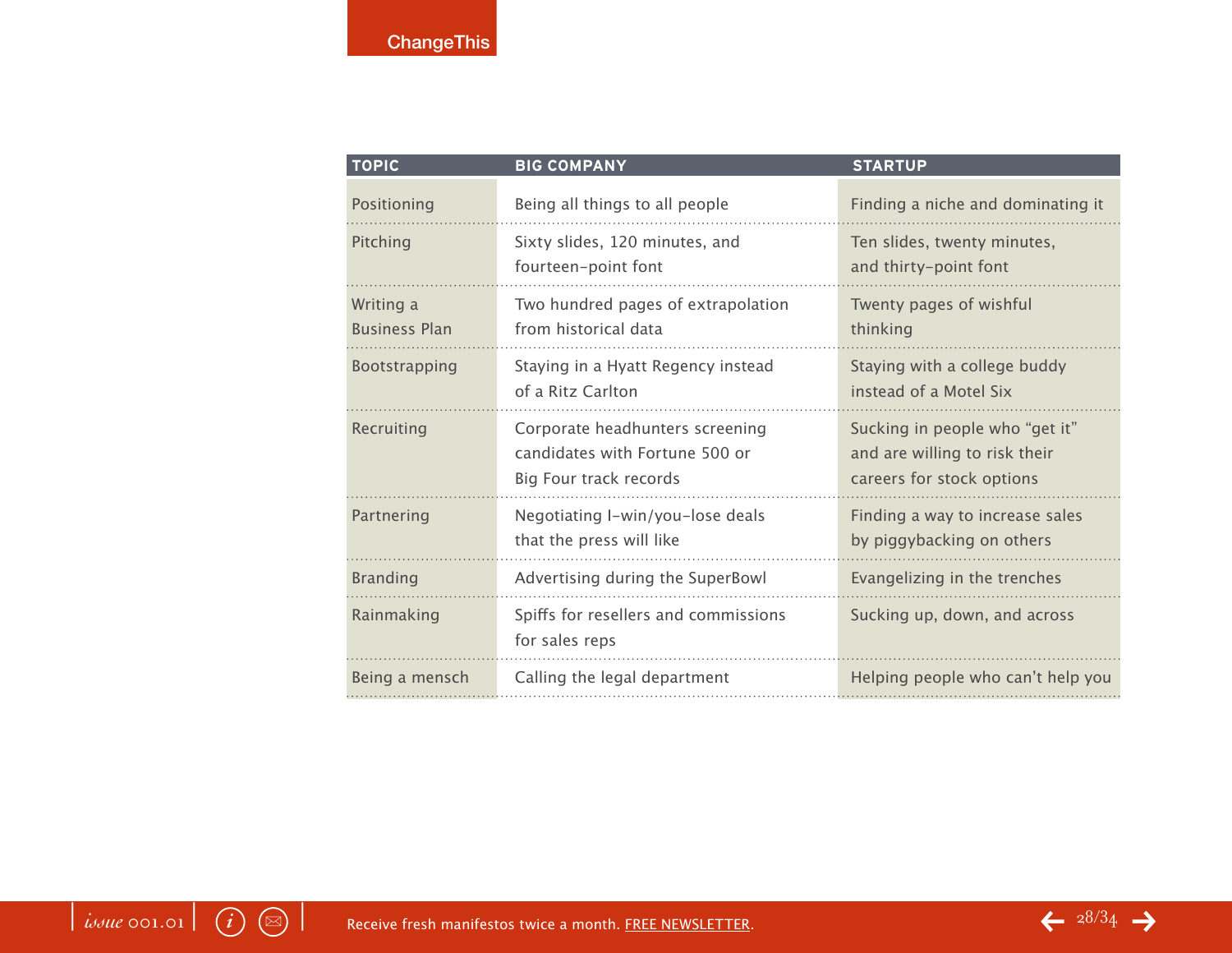| TOPIC | BIG COMPANY | STARTUP |
|---|---|---|
| Positioning | Being all things to all people | Finding a niche and dominating it |
| Pitching | Sixty slides, 120 minutes, and fourteen-point font | Ten slides, twenty minutes, and thirty-point font |
| Writing a Business Plan | Two hundred pages of extrapolation from historical data | Twenty pages of wishful thinking |
| Bootstrapping | Staying in a Hyatt Regency instead of a Ritz Carlton | Staying with a college buddy instead of a Motel Six |
| Recruiting | Corporate headhunters screening candidates with Fortune 500 or Big Four track records | Sucking in people who “get it” and are willing to risk their careers for stock options |
| Partnering | Negotiating I-win/you-lose deals that the press will like | Finding a way to increase sales by piggybacking on others |
| Branding | Advertising during the SuperBowl | Evangelizing in the trenches |
| Rainmaking | Spiffs for resellers and commissions for sales reps | Sucking up, down, and across |
| Being a mensch | Calling the legal department | Helping people who can’t help you |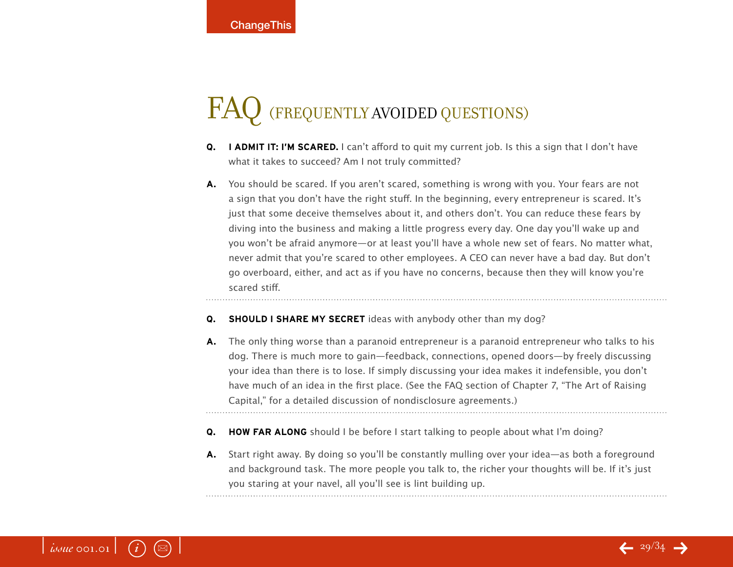# FAQ (FREQUENTLY AVOIDED QUESTIONS)

**Q.** **I ADMIT IT: I'M SCARED.** I can't afford to quit my current job. Is this a sign that I don't have what it takes to succeed? Am I not truly committed?

**A.** You should be scared. If you aren't scared, something is wrong with you. Your fears are not a sign that you don't have the right stuff. In the beginning, every entrepreneur is scared. It's just that some deceive themselves about it, and others don't. You can reduce these fears by diving into the business and making a little progress every day. One day you'll wake up and you won't be afraid anymore—or at least you'll have a whole new set of fears. No matter what, never admit that you're scared to other employees. A CEO can never have a bad day. But don't go overboard, either, and act as if you have no concerns, because then they will know you're scared stiff.

---

**Q.** **SHOULD I SHARE MY SECRET** ideas with anybody other than my dog?

**A.** The only thing worse than a paranoid entrepreneur is a paranoid entrepreneur who talks to his dog. There is much more to gain—feedback, connections, opened doors—by freely discussing your idea than there is to lose. If simply discussing your idea makes it indefensible, you don't have much of an idea in the first place. (See the FAQ section of Chapter 7, "The Art of Raising Capital," for a detailed discussion of nondisclosure agreements.)

---

**Q.** **HOW FAR ALONG** should I be before I start talking to people about what I'm doing?

**A.** Start right away. By doing so you'll be constantly mulling over your idea—as both a foreground and background task. The more people you talk to, the richer your thoughts will be. If it's just you staring at your navel, all you'll see is lint building up.

---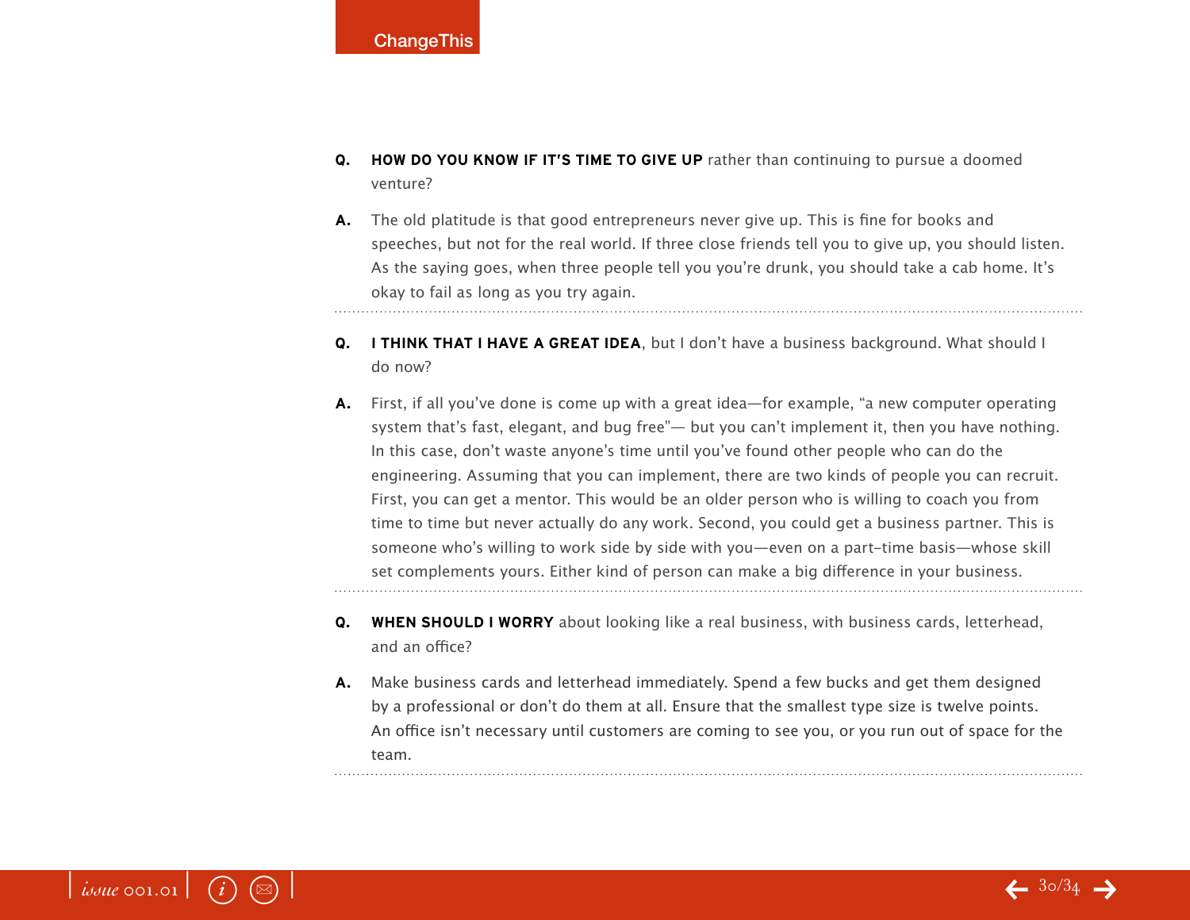**Q.** **HOW DO YOU KNOW IF IT'S TIME TO GIVE UP** rather than continuing to pursue a doomed venture?

**A.** The old platitude is that good entrepreneurs never give up. This is fine for books and speeches, but not for the real world. If three close friends tell you to give up, you should listen. As the saying goes, when three people tell you you're drunk, you should take a cab home. It's okay to fail as long as you try again.

---

**Q.** **I THINK THAT I HAVE A GREAT IDEA**, but I don't have a business background. What should I do now?

**A.** First, if all you've done is come up with a great idea—for example, "a new computer operating system that's fast, elegant, and bug free"— but you can't implement it, then you have nothing. In this case, don't waste anyone's time until you've found other people who can do the engineering. Assuming that you can implement, there are two kinds of people you can recruit. First, you can get a mentor. This would be an older person who is willing to coach you from time to time but never actually do any work. Second, you could get a business partner. This is someone who's willing to work side by side with you—even on a part-time basis—whose skill set complements yours. Either kind of person can make a big difference in your business.

---

**Q.** **WHEN SHOULD I WORRY** about looking like a real business, with business cards, letterhead, and an office?

**A.** Make business cards and letterhead immediately. Spend a few bucks and get them designed by a professional or don't do them at all. Ensure that the smallest type size is twelve points. An office isn't necessary until customers are coming to see you, or you run out of space for the team.

---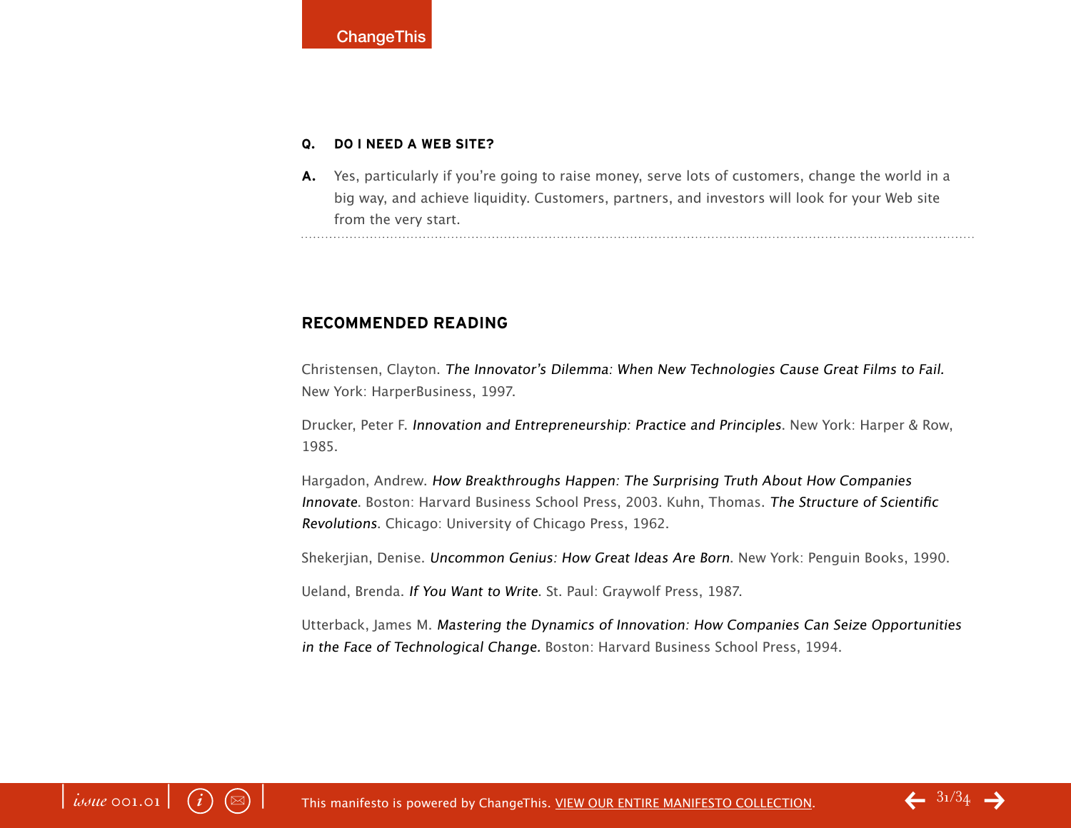**Q. DO I NEED A WEB SITE?**

**A.** Yes, particularly if you're going to raise money, serve lots of customers, change the world in a big way, and achieve liquidity. Customers, partners, and investors will look for your Web site from the very start.

---

## RECOMMENDED READING

Christensen, Clayton. *The Innovator's Dilemma: When New Technologies Cause Great Films to Fail.* New York: HarperBusiness, 1997.

Drucker, Peter F. *Innovation and Entrepreneurship: Practice and Principles*. New York: Harper & Row, 1985.

Hargadon, Andrew. *How Breakthroughs Happen: The Surprising Truth About How Companies Innovate*. Boston: Harvard Business School Press, 2003. Kuhn, Thomas. *The Structure of Scientific Revolutions*. Chicago: University of Chicago Press, 1962.

Shekerjian, Denise. *Uncommon Genius: How Great Ideas Are Born*. New York: Penguin Books, 1990.

Ueland, Brenda. *If You Want to Write*. St. Paul: Graywolf Press, 1987.

Utterback, James M. *Mastering the Dynamics of Innovation: How Companies Can Seize Opportunities in the Face of Technological Change.* Boston: Harvard Business School Press, 1994.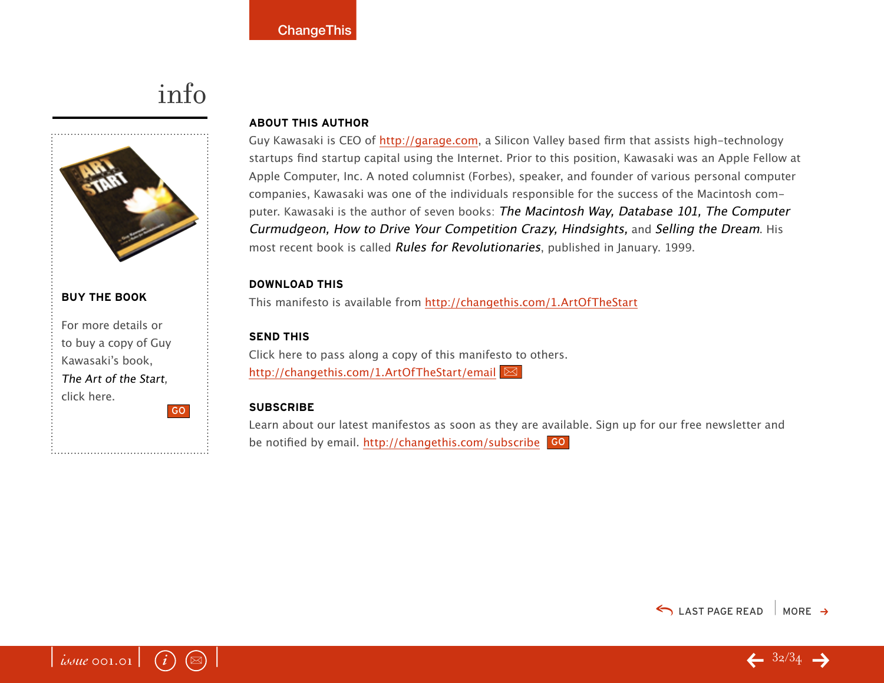# info

## BUY THE BOOK

For more details or to buy a copy of Guy Kawasaki's book, *The Art of the Start*, click here.

GO

## ABOUT THIS AUTHOR

Guy Kawasaki is CEO of http://garage.com, a Silicon Valley based firm that assists high-technology startups find startup capital using the Internet. Prior to this position, Kawasaki was an Apple Fellow at Apple Computer, Inc. A noted columnist (Forbes), speaker, and founder of various personal computer companies, Kawasaki was one of the individuals responsible for the success of the Macintosh computer. Kawasaki is the author of seven books: *The Macintosh Way, Database 101, The Computer Curmudgeon, How to Drive Your Competition Crazy, Hindsights,* and *Selling the Dream*. His most recent book is called *Rules for Revolutionaries*, published in January. 1999.

## DOWNLOAD THIS

This manifesto is available from http://changethis.com/1.ArtOfTheStart

## SEND THIS

Click here to pass along a copy of this manifesto to others.
http://changethis.com/1.ArtOfTheStart/email

## SUBSCRIBE

Learn about our latest manifestos as soon as they are available. Sign up for our free newsletter and be notified by email. http://changethis.com/subscribe GO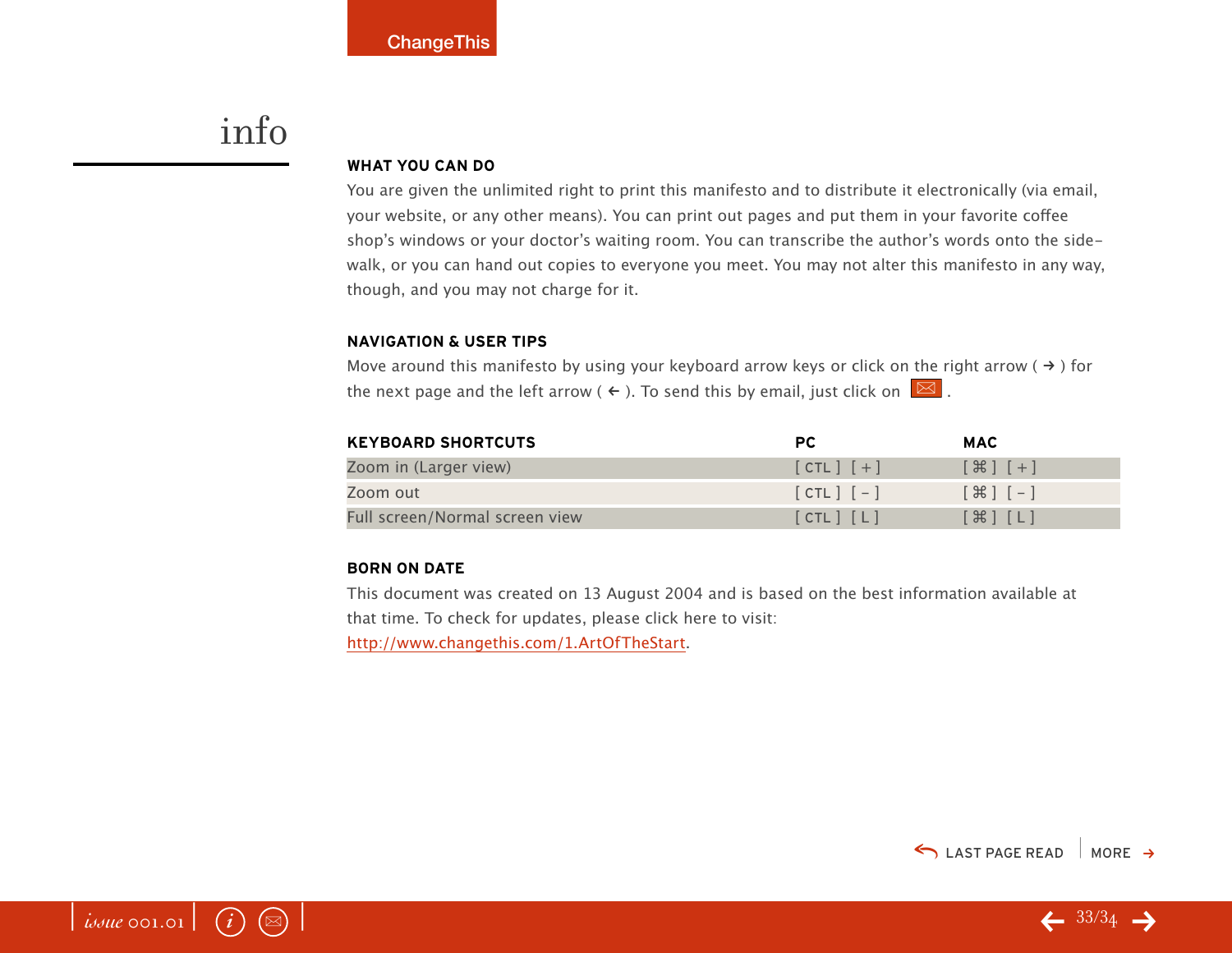# info

## WHAT YOU CAN DO

You are given the unlimited right to print this manifesto and to distribute it electronically (via email, your website, or any other means). You can print out pages and put them in your favorite coffee shop's windows or your doctor's waiting room. You can transcribe the author's words onto the side-walk, or you can hand out copies to everyone you meet. You may not alter this manifesto in any way, though, and you may not charge for it.

## NAVIGATION & USER TIPS

Move around this manifesto by using your keyboard arrow keys or click on the right arrow ( → ) for the next page and the left arrow ( ← ). To send this by email, just click on ✉ .

| KEYBOARD SHORTCUTS | PC | MAC |
| --- | --- | --- |
| Zoom in (Larger view) | [ CTL ] [ + ] | [ ⌘ ] [ + ] |
| Zoom out | [ CTL ] [ - ] | [ ⌘ ] [ - ] |
| Full screen/Normal screen view | [ CTL ] [ L ] | [ ⌘ ] [ L ] |

## BORN ON DATE

This document was created on 13 August 2004 and is based on the best information available at that time. To check for updates, please click here to visit: http://www.changethis.com/1.ArtOfTheStart.

LAST PAGE READ | MORE →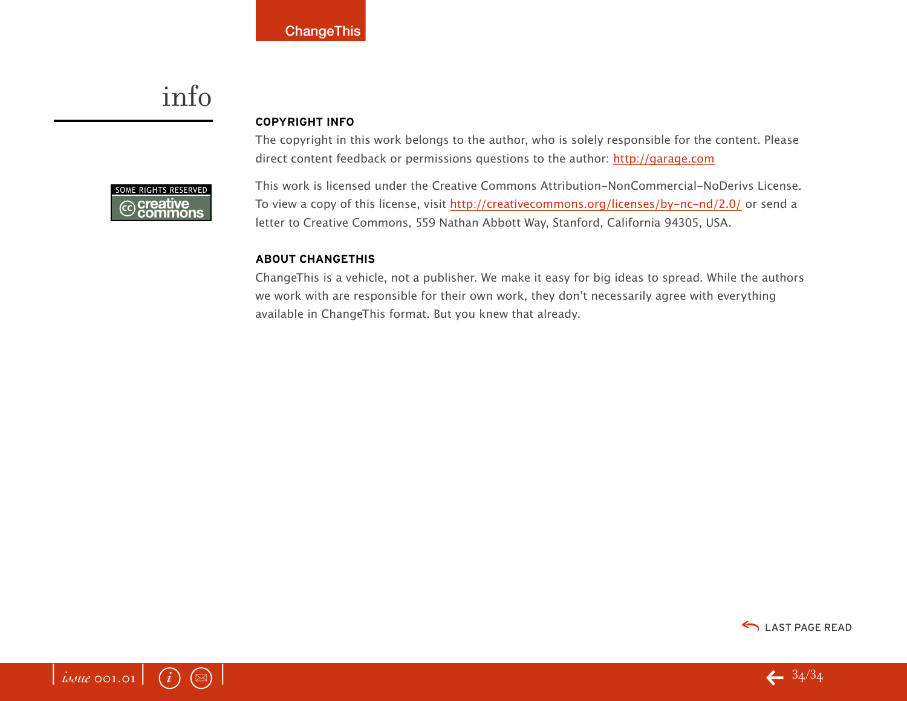# info

### COPYRIGHT INFO

The copyright in this work belongs to the author, who is solely responsible for the content. Please direct content feedback or permissions questions to the author: http://garage.com

SOME RIGHTS RESERVED creative commons

This work is licensed under the Creative Commons Attribution-NonCommercial-NoDerivs License. To view a copy of this license, visit http://creativecommons.org/licenses/by-nc-nd/2.0/ or send a letter to Creative Commons, 559 Nathan Abbott Way, Stanford, California 94305, USA.

### ABOUT CHANGETHIS

ChangeThis is a vehicle, not a publisher. We make it easy for big ideas to spread. While the authors we work with are responsible for their own work, they don't necessarily agree with everything available in ChangeThis format. But you knew that already.